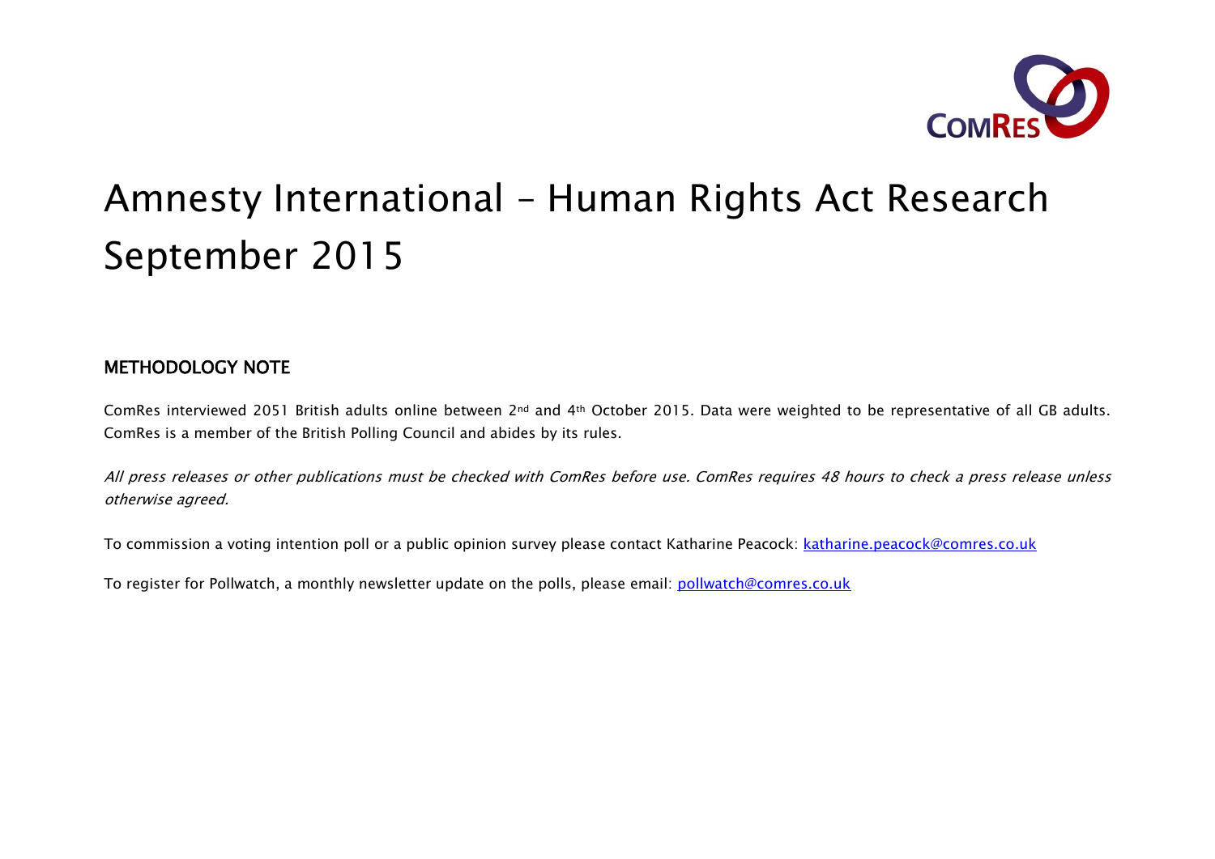# Amnesty International – Human Rights Act Research September 2015

## METHODOLOGY NOTE

ComRes interviewed 2051 British adults online between 2nd and 4th October 2015. Data were weighted to be representative of all GB adults. ComRes is a member of the British Polling Council and abides by its rules.

*All press releases or other publications must be checked with ComRes before use. ComRes requires 48 hours to check a press release unless otherwise agreed.*

To commission a voting intention poll or a public opinion survey please contact Katharine Peacock: katharine.peacock@comres.co.uk

To register for Pollwatch, a monthly newsletter update on the polls, please email: pollwatch@comres.co.uk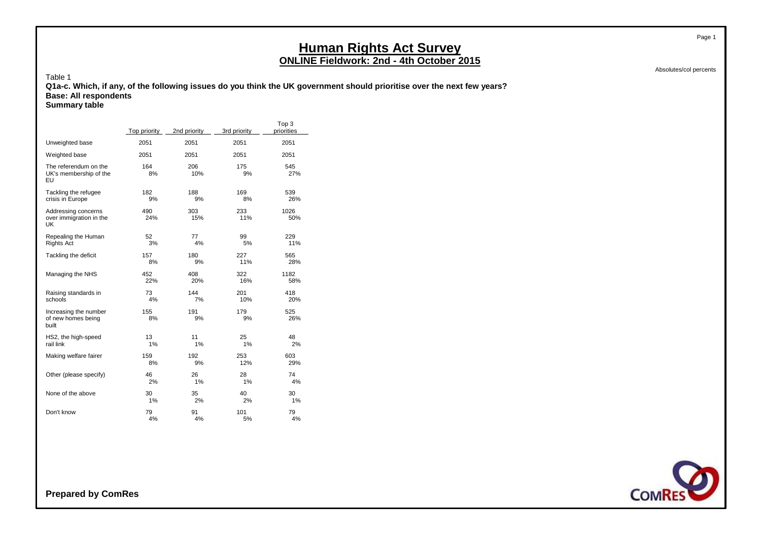# Human Rights Act Survey

## ONLINE Fieldwork: 2nd - 4th October 2015

Absolutes/col percents

Table 1

**Q1a-c. Which, if any, of the following issues do you think the UK government should prioritise over the next few years?**
**Base: All respondents**
**Summary table**

| | Top priority | 2nd priority | 3rd priority | Top 3 priorities |
|---|---|---|---|---|
| Unweighted base | 2051 | 2051 | 2051 | 2051 |
| Weighted base | 2051 | 2051 | 2051 | 2051 |
| The referendum on the UK's membership of the EU | 164<br>8% | 206<br>10% | 175<br>9% | 545<br>27% |
| Tackling the refugee crisis in Europe | 182<br>9% | 188<br>9% | 169<br>8% | 539<br>26% |
| Addressing concerns over immigration in the UK | 490<br>24% | 303<br>15% | 233<br>11% | 1026<br>50% |
| Repealing the Human Rights Act | 52<br>3% | 77<br>4% | 99<br>5% | 229<br>11% |
| Tackling the deficit | 157<br>8% | 180<br>9% | 227<br>11% | 565<br>28% |
| Managing the NHS | 452<br>22% | 408<br>20% | 322<br>16% | 1182<br>58% |
| Raising standards in schools | 73<br>4% | 144<br>7% | 201<br>10% | 418<br>20% |
| Increasing the number of new homes being built | 155<br>8% | 191<br>9% | 179<br>9% | 525<br>26% |
| HS2, the high-speed rail link | 13<br>1% | 11<br>1% | 25<br>1% | 48<br>2% |
| Making welfare fairer | 159<br>8% | 192<br>9% | 253<br>12% | 603<br>29% |
| Other (please specify) | 46<br>2% | 26<br>1% | 28<br>1% | 74<br>4% |
| None of the above | 30<br>1% | 35<br>2% | 40<br>2% | 30<br>1% |
| Don't know | 79<br>4% | 91<br>4% | 101<br>5% | 79<br>4% |

**Prepared by ComRes**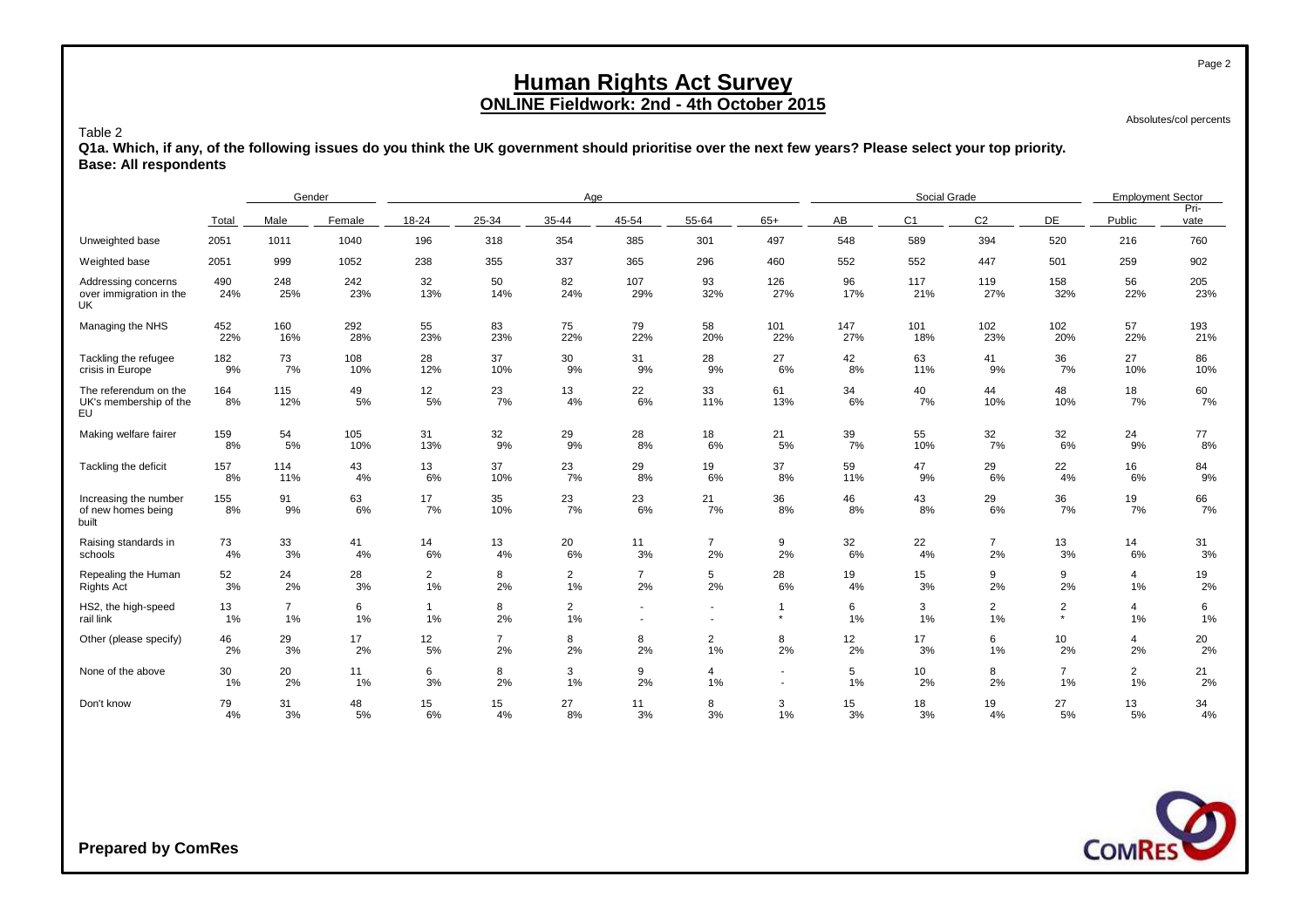# Human Rights Act Survey

## ONLINE Fieldwork: 2nd - 4th October 2015

Absolutes/col percents

Table 2

**Q1a. Which, if any, of the following issues do you think the UK government should prioritise over the next few years? Please select your top priority.**
**Base: All respondents**

| | | Gender | | Age | | | | | | Social Grade | | | | Employment Sector | |
|---|---|---|---|---|---|---|---|---|---|---|---|---|---|---|---|
| | Total | Male | Female | 18-24 | 25-34 | 35-44 | 45-54 | 55-64 | 65+ | AB | C1 | C2 | DE | Public | Pri-vate |
| Unweighted base | 2051 | 1011 | 1040 | 196 | 318 | 354 | 385 | 301 | 497 | 548 | 589 | 394 | 520 | 216 | 760 |
| Weighted base | 2051 | 999 | 1052 | 238 | 355 | 337 | 365 | 296 | 460 | 552 | 552 | 447 | 501 | 259 | 902 |
| Addressing concerns over immigration in the UK | 490 | 248 | 242 | 32 | 50 | 82 | 107 | 93 | 126 | 96 | 117 | 119 | 158 | 56 | 205 |
| | 24% | 25% | 23% | 13% | 14% | 24% | 29% | 32% | 27% | 17% | 21% | 27% | 32% | 22% | 23% |
| Managing the NHS | 452 | 160 | 292 | 55 | 83 | 75 | 79 | 58 | 101 | 147 | 101 | 102 | 102 | 57 | 193 |
| | 22% | 16% | 28% | 23% | 23% | 22% | 22% | 20% | 22% | 27% | 18% | 23% | 20% | 22% | 21% |
| Tackling the refugee crisis in Europe | 182 | 73 | 108 | 28 | 37 | 30 | 31 | 28 | 27 | 42 | 63 | 41 | 36 | 27 | 86 |
| | 9% | 7% | 10% | 12% | 10% | 9% | 9% | 9% | 6% | 8% | 11% | 9% | 7% | 10% | 10% |
| The referendum on the UK's membership of the EU | 164 | 115 | 49 | 12 | 23 | 13 | 22 | 33 | 61 | 34 | 40 | 44 | 48 | 18 | 60 |
| | 8% | 12% | 5% | 5% | 7% | 4% | 6% | 11% | 13% | 6% | 7% | 10% | 10% | 7% | 7% |
| Making welfare fairer | 159 | 54 | 105 | 31 | 32 | 29 | 28 | 18 | 21 | 39 | 55 | 32 | 32 | 24 | 77 |
| | 8% | 5% | 10% | 13% | 9% | 9% | 8% | 6% | 5% | 7% | 10% | 7% | 6% | 9% | 8% |
| Tackling the deficit | 157 | 114 | 43 | 13 | 37 | 23 | 29 | 19 | 37 | 59 | 47 | 29 | 22 | 16 | 84 |
| | 8% | 11% | 4% | 6% | 10% | 7% | 8% | 6% | 8% | 11% | 9% | 6% | 4% | 6% | 9% |
| Increasing the number of new homes being built | 155 | 91 | 63 | 17 | 35 | 23 | 23 | 21 | 36 | 46 | 43 | 29 | 36 | 19 | 66 |
| | 8% | 9% | 6% | 7% | 10% | 7% | 6% | 7% | 8% | 8% | 8% | 6% | 7% | 7% | 7% |
| Raising standards in schools | 73 | 33 | 41 | 14 | 13 | 20 | 11 | 7 | 9 | 32 | 22 | 7 | 13 | 14 | 31 |
| | 4% | 3% | 4% | 6% | 4% | 6% | 3% | 2% | 2% | 6% | 4% | 2% | 3% | 6% | 3% |
| Repealing the Human Rights Act | 52 | 24 | 28 | 2 | 8 | 2 | 7 | 5 | 28 | 19 | 15 | 9 | 9 | 4 | 19 |
| | 3% | 2% | 3% | 1% | 2% | 1% | 2% | 2% | 6% | 4% | 3% | 2% | 2% | 1% | 2% |
| HS2, the high-speed rail link | 13 | 7 | 6 | 1 | 8 | 2 | - | - | 1 | 6 | 3 | 2 | 2 | 4 | 6 |
| | 1% | 1% | 1% | 1% | 2% | 1% | - | - | * | 1% | 1% | 1% | * | 1% | 1% |
| Other (please specify) | 46 | 29 | 17 | 12 | 7 | 8 | 8 | 2 | 8 | 12 | 17 | 6 | 10 | 4 | 20 |
| | 2% | 3% | 2% | 5% | 2% | 2% | 2% | 1% | 2% | 2% | 3% | 1% | 2% | 2% | 2% |
| None of the above | 30 | 20 | 11 | 6 | 8 | 3 | 9 | 4 | - | 5 | 10 | 8 | 7 | 2 | 21 |
| | 1% | 2% | 1% | 3% | 2% | 1% | 2% | 1% | - | 1% | 2% | 2% | 1% | 1% | 2% |
| Don't know | 79 | 31 | 48 | 15 | 15 | 27 | 11 | 8 | 3 | 15 | 18 | 19 | 27 | 13 | 34 |
| | 4% | 3% | 5% | 6% | 4% | 8% | 3% | 3% | 1% | 3% | 3% | 4% | 5% | 5% | 4% |

**Prepared by ComRes**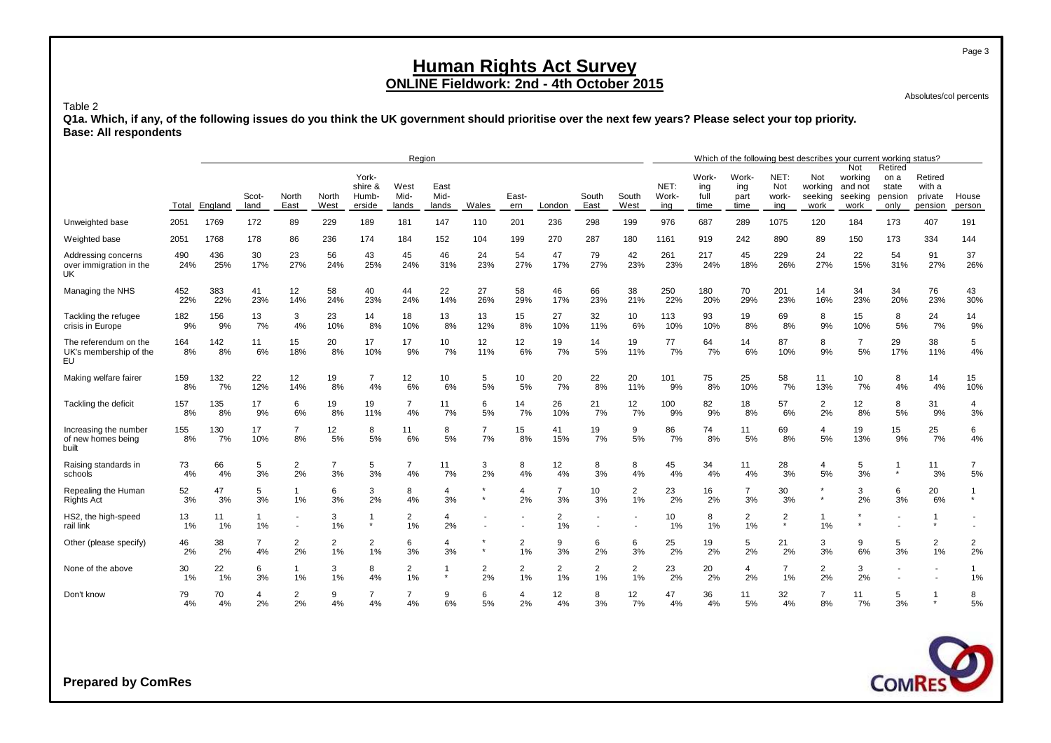# Human Rights Act Survey

## ONLINE Fieldwork: 2nd - 4th October 2015

Absolutes/col percents

Table 2

**Q1a. Which, if any, of the following issues do you think the UK government should prioritise over the next few years? Please select your top priority.**
**Base: All respondents**

| | | Region | | | | | | | | | | | | Which of the following best describes your current working status? | | | | | | | | | |
|---|---|---|---|---|---|---|---|---|---|---|---|---|---|---|---|---|---|---|---|---|---|---|
| | Total | England | Scotland | North East | North West | Yorkshire & Humberside | West Midlands | East Midlands | Wales | Eastern | London | South East | South West | NET: Working | Working full time | Working part time | NET: Not working | Not working seeking work | Not working and not seeking work | Retired on a state pension only | Retired with a private pension | House person |
| Unweighted base | 2051 | 1769 | 172 | 89 | 229 | 189 | 181 | 147 | 110 | 201 | 236 | 298 | 199 | 976 | 687 | 289 | 1075 | 120 | 184 | 173 | 407 | 191 |
| Weighted base | 2051 | 1768 | 178 | 86 | 236 | 174 | 184 | 152 | 104 | 199 | 270 | 287 | 180 | 1161 | 919 | 242 | 890 | 89 | 150 | 173 | 334 | 144 |
| Addressing concerns over immigration in the UK | 490<br>24% | 436<br>25% | 30<br>17% | 23<br>27% | 56<br>24% | 43<br>25% | 45<br>24% | 46<br>31% | 24<br>23% | 54<br>27% | 47<br>17% | 79<br>27% | 42<br>23% | 261<br>23% | 217<br>24% | 45<br>18% | 229<br>26% | 24<br>27% | 22<br>15% | 54<br>31% | 91<br>27% | 37<br>26% |
| Managing the NHS | 452<br>22% | 383<br>22% | 41<br>23% | 12<br>14% | 58<br>24% | 40<br>23% | 44<br>24% | 22<br>14% | 27<br>26% | 58<br>29% | 46<br>17% | 66<br>23% | 38<br>21% | 250<br>22% | 180<br>20% | 70<br>29% | 201<br>23% | 14<br>16% | 34<br>23% | 34<br>20% | 76<br>23% | 43<br>30% |
| Tackling the refugee crisis in Europe | 182<br>9% | 156<br>9% | 13<br>7% | 3<br>4% | 23<br>10% | 14<br>8% | 18<br>10% | 13<br>8% | 13<br>12% | 15<br>8% | 27<br>10% | 32<br>11% | 10<br>6% | 113<br>10% | 93<br>10% | 19<br>8% | 69<br>8% | 8<br>9% | 15<br>10% | 8<br>5% | 24<br>7% | 14<br>9% |
| The referendum on the UK's membership of the EU | 164<br>8% | 142<br>8% | 11<br>6% | 15<br>18% | 20<br>8% | 17<br>10% | 17<br>9% | 10<br>7% | 12<br>11% | 12<br>6% | 19<br>7% | 14<br>5% | 19<br>11% | 77<br>7% | 64<br>7% | 14<br>6% | 87<br>10% | 8<br>9% | 7<br>5% | 29<br>17% | 38<br>11% | 5<br>4% |
| Making welfare fairer | 159<br>8% | 132<br>7% | 22<br>12% | 12<br>14% | 19<br>8% | 7<br>4% | 12<br>6% | 10<br>6% | 5<br>5% | 10<br>5% | 20<br>7% | 22<br>8% | 20<br>11% | 101<br>9% | 75<br>8% | 25<br>10% | 58<br>7% | 11<br>13% | 10<br>7% | 8<br>4% | 14<br>4% | 15<br>10% |
| Tackling the deficit | 157<br>8% | 135<br>8% | 17<br>9% | 6<br>6% | 19<br>8% | 19<br>11% | 7<br>4% | 11<br>7% | 6<br>5% | 14<br>7% | 26<br>10% | 21<br>7% | 12<br>7% | 100<br>9% | 82<br>9% | 18<br>8% | 57<br>6% | 2<br>2% | 12<br>8% | 8<br>5% | 31<br>9% | 4<br>3% |
| Increasing the number of new homes being built | 155<br>8% | 130<br>7% | 17<br>10% | 7<br>8% | 12<br>5% | 8<br>5% | 11<br>6% | 8<br>5% | 7<br>7% | 15<br>8% | 41<br>15% | 19<br>7% | 9<br>5% | 86<br>7% | 74<br>8% | 11<br>5% | 69<br>8% | 4<br>5% | 19<br>13% | 15<br>9% | 25<br>7% | 6<br>4% |
| Raising standards in schools | 73<br>4% | 66<br>4% | 5<br>3% | 2<br>2% | 7<br>3% | 5<br>3% | 7<br>4% | 11<br>7% | 3<br>2% | 8<br>4% | 12<br>4% | 8<br>3% | 8<br>4% | 45<br>4% | 34<br>4% | 11<br>4% | 28<br>3% | 4<br>5% | 5<br>3% | 1<br>* | 11<br>3% | 7<br>5% |
| Repealing the Human Rights Act | 52<br>3% | 47<br>3% | 5<br>3% | 1<br>1% | 6<br>3% | 3<br>2% | 8<br>4% | 4<br>3% | *<br>* | 4<br>2% | 7<br>3% | 10<br>3% | 2<br>1% | 23<br>2% | 16<br>2% | 7<br>3% | 30<br>3% | *<br>* | 3<br>2% | 6<br>3% | 20<br>6% | 1<br>* |
| HS2, the high-speed rail link | 13<br>1% | 11<br>1% | 1<br>1% | -<br>- | 3<br>1% | 1<br>* | 2<br>1% | 4<br>2% | -<br>- | -<br>- | 2<br>1% | -<br>- | -<br>- | 10<br>1% | 8<br>1% | 2<br>1% | 2<br>* | 1<br>1% | *<br>* | -<br>- | 1<br>* | -<br>- |
| Other (please specify) | 46<br>2% | 38<br>2% | 7<br>4% | 2<br>2% | 2<br>1% | 2<br>1% | 6<br>3% | 4<br>3% | *<br>* | 2<br>1% | 9<br>3% | 6<br>2% | 6<br>3% | 25<br>2% | 19<br>2% | 5<br>2% | 21<br>2% | 3<br>3% | 9<br>6% | 5<br>3% | 2<br>1% | 2<br>2% |
| None of the above | 30<br>1% | 22<br>1% | 6<br>3% | 1<br>1% | 3<br>1% | 8<br>4% | 2<br>1% | 1<br>* | 2<br>2% | 2<br>1% | 2<br>1% | 2<br>1% | 2<br>1% | 23<br>2% | 20<br>2% | 4<br>2% | 7<br>1% | 2<br>2% | 3<br>2% | -<br>- | -<br>- | 1<br>1% |
| Don't know | 79<br>4% | 70<br>4% | 4<br>2% | 2<br>2% | 9<br>4% | 7<br>4% | 7<br>4% | 9<br>6% | 6<br>5% | 4<br>2% | 12<br>4% | 8<br>3% | 12<br>7% | 47<br>4% | 36<br>4% | 11<br>5% | 32<br>4% | 7<br>8% | 11<br>7% | 5<br>3% | 1<br>* | 8<br>5% |

**Prepared by ComRes**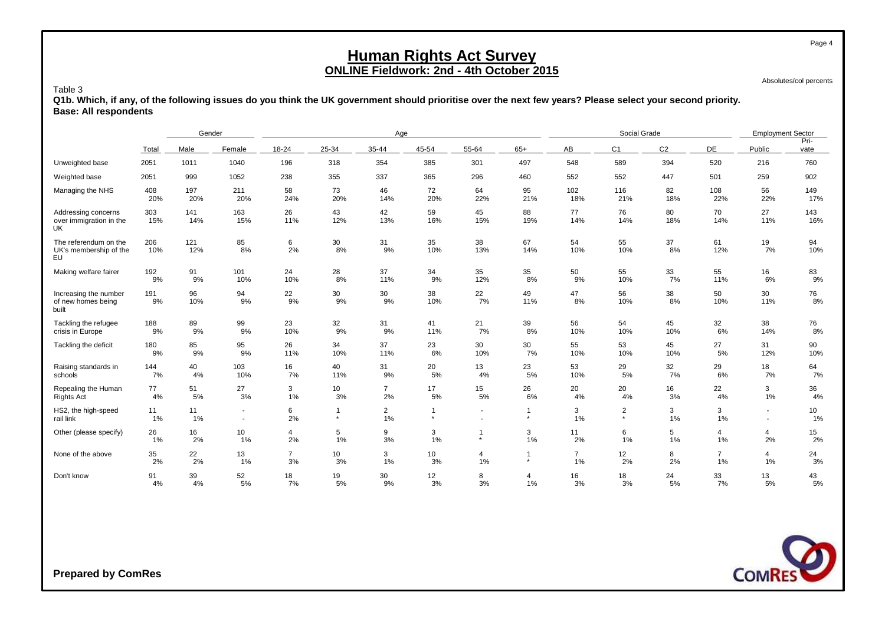# Human Rights Act Survey
## ONLINE Fieldwork: 2nd - 4th October 2015

Absolutes/col percents

Table 3

**Q1b. Which, if any, of the following issues do you think the UK government should prioritise over the next few years? Please select your second priority.**
**Base: All respondents**

| | | Gender | | Age | | | | | | Social Grade | | | | Employment Sector | |
|---|---|---|---|---|---|---|---|---|---|---|---|---|---|---|---|
| | Total | Male | Female | 18-24 | 25-34 | 35-44 | 45-54 | 55-64 | 65+ | AB | C1 | C2 | DE | Public | Pri-vate |
| Unweighted base | 2051 | 1011 | 1040 | 196 | 318 | 354 | 385 | 301 | 497 | 548 | 589 | 394 | 520 | 216 | 760 |
| Weighted base | 2051 | 999 | 1052 | 238 | 355 | 337 | 365 | 296 | 460 | 552 | 552 | 447 | 501 | 259 | 902 |
| Managing the NHS | 408 | 197 | 211 | 58 | 73 | 46 | 72 | 64 | 95 | 102 | 116 | 82 | 108 | 56 | 149 |
| | 20% | 20% | 20% | 24% | 20% | 14% | 20% | 22% | 21% | 18% | 21% | 18% | 22% | 22% | 17% |
| Addressing concerns over immigration in the UK | 303 | 141 | 163 | 26 | 43 | 42 | 59 | 45 | 88 | 77 | 76 | 80 | 70 | 27 | 143 |
| | 15% | 14% | 15% | 11% | 12% | 13% | 16% | 15% | 19% | 14% | 14% | 18% | 14% | 11% | 16% |
| The referendum on the UK's membership of the EU | 206 | 121 | 85 | 6 | 30 | 31 | 35 | 38 | 67 | 54 | 55 | 37 | 61 | 19 | 94 |
| | 10% | 12% | 8% | 2% | 8% | 9% | 10% | 13% | 14% | 10% | 10% | 8% | 12% | 7% | 10% |
| Making welfare fairer | 192 | 91 | 101 | 24 | 28 | 37 | 34 | 35 | 35 | 50 | 55 | 33 | 55 | 16 | 83 |
| | 9% | 9% | 10% | 10% | 8% | 11% | 9% | 12% | 8% | 9% | 10% | 7% | 11% | 6% | 9% |
| Increasing the number of new homes being built | 191 | 96 | 94 | 22 | 30 | 30 | 38 | 22 | 49 | 47 | 56 | 38 | 50 | 30 | 76 |
| | 9% | 10% | 9% | 9% | 9% | 9% | 10% | 7% | 11% | 8% | 10% | 8% | 10% | 11% | 8% |
| Tackling the refugee crisis in Europe | 188 | 89 | 99 | 23 | 32 | 31 | 41 | 21 | 39 | 56 | 54 | 45 | 32 | 38 | 76 |
| | 9% | 9% | 9% | 10% | 9% | 9% | 11% | 7% | 8% | 10% | 10% | 10% | 6% | 14% | 8% |
| Tackling the deficit | 180 | 85 | 95 | 26 | 34 | 37 | 23 | 30 | 30 | 55 | 53 | 45 | 27 | 31 | 90 |
| | 9% | 9% | 9% | 11% | 10% | 11% | 6% | 10% | 7% | 10% | 10% | 10% | 5% | 12% | 10% |
| Raising standards in schools | 144 | 40 | 103 | 16 | 40 | 31 | 20 | 13 | 23 | 53 | 29 | 32 | 29 | 18 | 64 |
| | 7% | 4% | 10% | 7% | 11% | 9% | 5% | 4% | 5% | 10% | 5% | 7% | 6% | 7% | 7% |
| Repealing the Human Rights Act | 77 | 51 | 27 | 3 | 10 | 7 | 17 | 15 | 26 | 20 | 20 | 16 | 22 | 3 | 36 |
| | 4% | 5% | 3% | 1% | 3% | 2% | 5% | 5% | 6% | 4% | 4% | 3% | 4% | 1% | 4% |
| HS2, the high-speed rail link | 11 | 11 | - | 6 | 1 | 2 | 1 | - | 1 | 3 | 2 | 3 | 3 | - | 10 |
| | 1% | 1% | - | 2% | * | 1% | * | - | * | 1% | * | 1% | 1% | - | 1% |
| Other (please specify) | 26 | 16 | 10 | 4 | 5 | 9 | 3 | 1 | 3 | 11 | 6 | 5 | 4 | 4 | 15 |
| | 1% | 2% | 1% | 2% | 1% | 3% | 1% | * | 1% | 2% | 1% | 1% | 1% | 2% | 2% |
| None of the above | 35 | 22 | 13 | 7 | 10 | 3 | 10 | 4 | 1 | 7 | 12 | 8 | 7 | 4 | 24 |
| | 2% | 2% | 1% | 3% | 3% | 1% | 3% | 1% | * | 1% | 2% | 2% | 1% | 1% | 3% |
| Don't know | 91 | 39 | 52 | 18 | 19 | 30 | 12 | 8 | 4 | 16 | 18 | 24 | 33 | 13 | 43 |
| | 4% | 4% | 5% | 7% | 5% | 9% | 3% | 3% | 1% | 3% | 3% | 5% | 7% | 5% | 5% |

**Prepared by ComRes**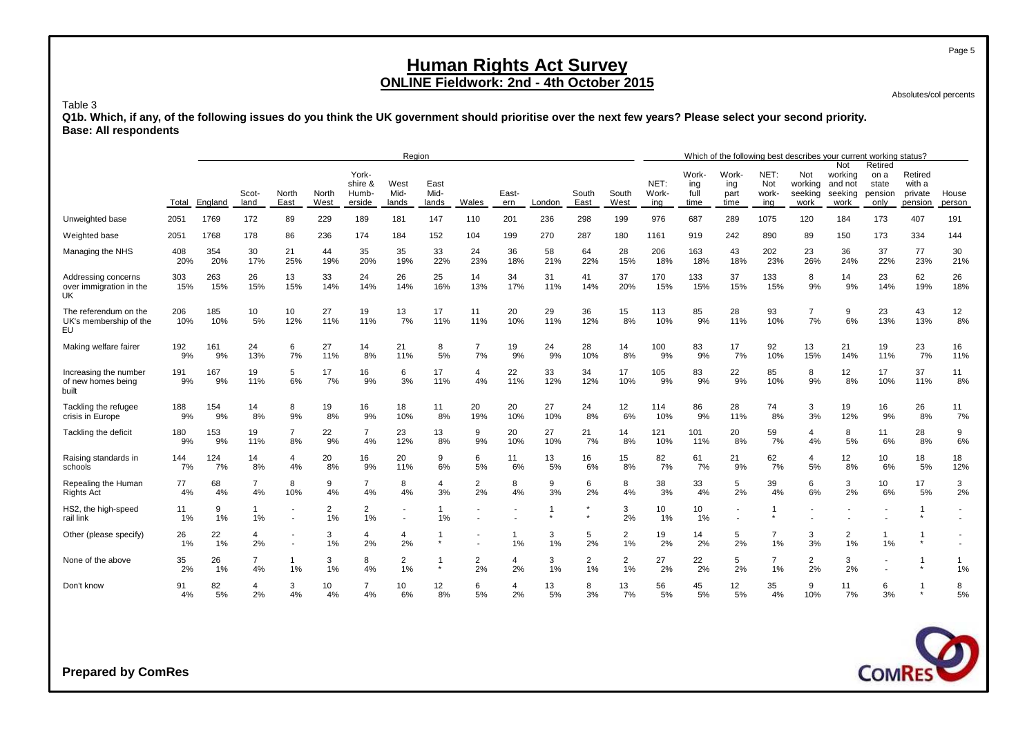# Human Rights Act Survey

## ONLINE Fieldwork: 2nd - 4th October 2015

Absolutes/col percents

Table 3

**Q1b. Which, if any, of the following issues do you think the UK government should prioritise over the next few years? Please select your second priority.**
**Base: All respondents**

| | | Region | | | | | | | | | | | | | Which of the following best describes your current working status? | | | | | | | | |
|---|---|---|---|---|---|---|---|---|---|---|---|---|---|---|---|---|---|---|---|---|---|---|---|
| | Total | England | Scot-land | North East | North West | York-shire & Humb-erside | West Mid-lands | East Mid-lands | Wales | East-ern | London | South East | South West | NET: Work-ing | Work-ing full time | Work-ing part time | NET: Not work-ing | Not working seeking work | Not working and not seeking work | Retired on a state pension only | Retired with a private pension | House person |
| Unweighted base | 2051 | 1769 | 172 | 89 | 229 | 189 | 181 | 147 | 110 | 201 | 236 | 298 | 199 | 976 | 687 | 289 | 1075 | 120 | 184 | 173 | 407 | 191 |
| Weighted base | 2051 | 1768 | 178 | 86 | 236 | 174 | 184 | 152 | 104 | 199 | 270 | 287 | 180 | 1161 | 919 | 242 | 890 | 89 | 150 | 173 | 334 | 144 |
| Managing the NHS | 408 | 354 | 30 | 21 | 44 | 35 | 35 | 33 | 24 | 36 | 58 | 64 | 28 | 206 | 163 | 43 | 202 | 23 | 36 | 37 | 77 | 30 |
| | 20% | 20% | 17% | 25% | 19% | 20% | 19% | 22% | 23% | 18% | 21% | 22% | 15% | 18% | 18% | 18% | 23% | 26% | 24% | 22% | 23% | 21% |
| Addressing concerns over immigration in the UK | 303 | 263 | 26 | 13 | 33 | 24 | 26 | 25 | 14 | 34 | 31 | 41 | 37 | 170 | 133 | 37 | 133 | 8 | 14 | 23 | 62 | 26 |
| | 15% | 15% | 15% | 15% | 14% | 14% | 14% | 16% | 13% | 17% | 11% | 14% | 20% | 15% | 15% | 15% | 15% | 9% | 9% | 14% | 19% | 18% |
| The referendum on the UK's membership of the EU | 206 | 185 | 10 | 10 | 27 | 19 | 13 | 17 | 11 | 20 | 29 | 36 | 15 | 113 | 85 | 28 | 93 | 7 | 9 | 23 | 43 | 12 |
| | 10% | 10% | 5% | 12% | 11% | 11% | 7% | 11% | 11% | 10% | 11% | 12% | 8% | 10% | 9% | 11% | 10% | 7% | 6% | 13% | 13% | 8% |
| Making welfare fairer | 192 | 161 | 24 | 6 | 27 | 14 | 21 | 8 | 7 | 19 | 24 | 28 | 14 | 100 | 83 | 17 | 92 | 13 | 21 | 19 | 23 | 16 |
| | 9% | 9% | 13% | 7% | 11% | 8% | 11% | 5% | 7% | 9% | 9% | 10% | 8% | 9% | 9% | 7% | 10% | 15% | 14% | 11% | 7% | 11% |
| Increasing the number of new homes being built | 191 | 167 | 19 | 5 | 17 | 16 | 6 | 17 | 4 | 22 | 33 | 34 | 17 | 105 | 83 | 22 | 85 | 8 | 12 | 17 | 37 | 11 |
| | 9% | 9% | 11% | 6% | 7% | 9% | 3% | 11% | 4% | 11% | 12% | 12% | 10% | 9% | 9% | 9% | 10% | 9% | 8% | 10% | 11% | 8% |
| Tackling the refugee crisis in Europe | 188 | 154 | 14 | 8 | 19 | 16 | 18 | 11 | 20 | 20 | 27 | 24 | 12 | 114 | 86 | 28 | 74 | 3 | 19 | 16 | 26 | 11 |
| | 9% | 9% | 8% | 9% | 8% | 9% | 10% | 8% | 19% | 10% | 10% | 8% | 6% | 10% | 9% | 11% | 8% | 3% | 12% | 9% | 8% | 7% |
| Tackling the deficit | 180 | 153 | 19 | 7 | 22 | 7 | 23 | 13 | 9 | 20 | 27 | 21 | 14 | 121 | 101 | 20 | 59 | 4 | 8 | 11 | 28 | 9 |
| | 9% | 9% | 11% | 8% | 9% | 4% | 12% | 8% | 9% | 10% | 10% | 7% | 8% | 10% | 11% | 8% | 7% | 4% | 5% | 6% | 8% | 6% |
| Raising standards in schools | 144 | 124 | 14 | 4 | 20 | 16 | 20 | 9 | 6 | 11 | 13 | 16 | 15 | 82 | 61 | 21 | 62 | 4 | 12 | 10 | 18 | 18 |
| | 7% | 7% | 8% | 4% | 8% | 9% | 11% | 6% | 5% | 6% | 5% | 6% | 8% | 7% | 7% | 9% | 7% | 5% | 8% | 6% | 5% | 12% |
| Repealing the Human Rights Act | 77 | 68 | 7 | 8 | 9 | 7 | 8 | 4 | 2 | 8 | 9 | 6 | 8 | 38 | 33 | 5 | 39 | 6 | 3 | 10 | 17 | 3 |
| | 4% | 4% | 4% | 10% | 4% | 4% | 4% | 3% | 2% | 4% | 3% | 2% | 4% | 3% | 4% | 2% | 4% | 6% | 2% | 6% | 5% | 2% |
| HS2, the high-speed rail link | 11 | 9 | 1 | - | 2 | 2 | - | 1 | - | - | 1 | * | 3 | 10 | 10 | - | 1 | - | - | - | 1 | - |
| | 1% | 1% | 1% | - | 1% | 1% | - | 1% | - | - | * | * | 2% | 1% | 1% | - | * | - | - | - | * | - |
| Other (please specify) | 26 | 22 | 4 | - | 3 | 4 | 4 | 1 | - | 1 | 3 | 5 | 2 | 19 | 14 | 5 | 7 | 3 | 2 | 1 | 1 | - |
| | 1% | 1% | 2% | - | 1% | 2% | 2% | * | - | 1% | 1% | 2% | 1% | 2% | 2% | 2% | 1% | 3% | 1% | 1% | * | - |
| None of the above | 35 | 26 | 7 | 1 | 3 | 8 | 2 | 1 | 2 | 4 | 3 | 2 | 2 | 27 | 22 | 5 | 7 | 2 | 3 | - | 1 | 1 |
| | 2% | 1% | 4% | 1% | 1% | 4% | 1% | * | 2% | 2% | 1% | 1% | 1% | 2% | 2% | 2% | 1% | 2% | 2% | - | * | 1% |
| Don't know | 91 | 82 | 4 | 3 | 10 | 7 | 10 | 12 | 6 | 4 | 13 | 8 | 13 | 56 | 45 | 12 | 35 | 9 | 11 | 6 | 1 | 8 |
| | 4% | 5% | 2% | 4% | 4% | 4% | 6% | 8% | 5% | 2% | 5% | 3% | 7% | 5% | 5% | 5% | 4% | 10% | 7% | 3% | * | 5% |

**Prepared by ComRes**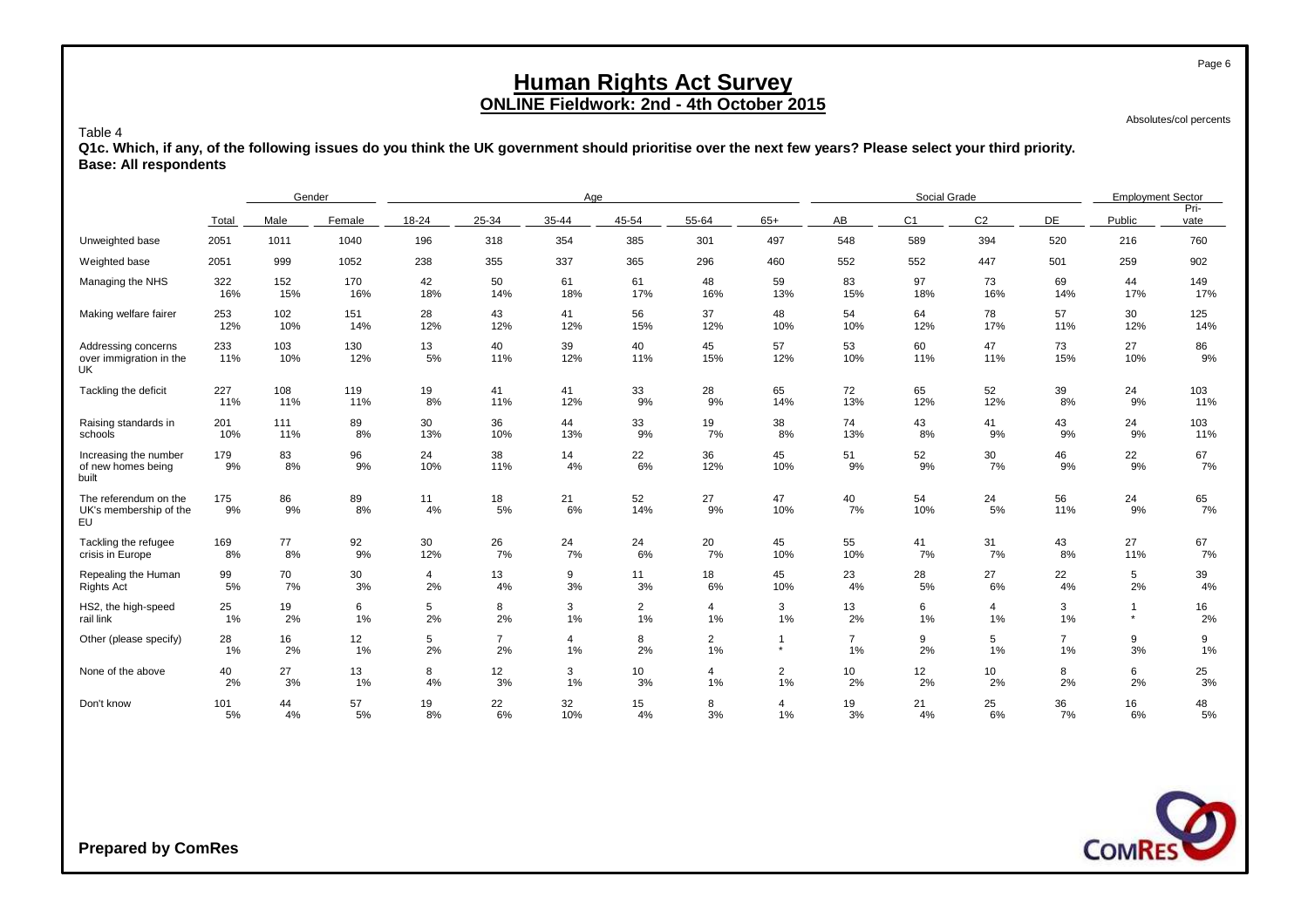# Human Rights Act Survey

## ONLINE Fieldwork: 2nd - 4th October 2015

Absolutes/col percents

Table 4

**Q1c. Which, if any, of the following issues do you think the UK government should prioritise over the next few years? Please select your third priority.**
**Base: All respondents**

| | | Gender | | Age | | | | | | Social Grade | | | | Employment Sector | |
|---|---|---|---|---|---|---|---|---|---|---|---|---|---|---|---|
| | Total | Male | Female | 18-24 | 25-34 | 35-44 | 45-54 | 55-64 | 65+ | AB | C1 | C2 | DE | Public | Pri-vate |
| Unweighted base | 2051 | 1011 | 1040 | 196 | 318 | 354 | 385 | 301 | 497 | 548 | 589 | 394 | 520 | 216 | 760 |
| Weighted base | 2051 | 999 | 1052 | 238 | 355 | 337 | 365 | 296 | 460 | 552 | 552 | 447 | 501 | 259 | 902 |
| Managing the NHS | 322 | 152 | 170 | 42 | 50 | 61 | 61 | 48 | 59 | 83 | 97 | 73 | 69 | 44 | 149 |
| | 16% | 15% | 16% | 18% | 14% | 18% | 17% | 16% | 13% | 15% | 18% | 16% | 14% | 17% | 17% |
| Making welfare fairer | 253 | 102 | 151 | 28 | 43 | 41 | 56 | 37 | 48 | 54 | 64 | 78 | 57 | 30 | 125 |
| | 12% | 10% | 14% | 12% | 12% | 12% | 15% | 12% | 10% | 10% | 12% | 17% | 11% | 12% | 14% |
| Addressing concerns over immigration in the UK | 233 | 103 | 130 | 13 | 40 | 39 | 40 | 45 | 57 | 53 | 60 | 47 | 73 | 27 | 86 |
| | 11% | 10% | 12% | 5% | 11% | 12% | 11% | 15% | 12% | 10% | 11% | 11% | 15% | 10% | 9% |
| Tackling the deficit | 227 | 108 | 119 | 19 | 41 | 41 | 33 | 28 | 65 | 72 | 65 | 52 | 39 | 24 | 103 |
| | 11% | 11% | 11% | 8% | 11% | 12% | 9% | 9% | 14% | 13% | 12% | 12% | 8% | 9% | 11% |
| Raising standards in schools | 201 | 111 | 89 | 30 | 36 | 44 | 33 | 19 | 38 | 74 | 43 | 41 | 43 | 24 | 103 |
| | 10% | 11% | 8% | 13% | 10% | 13% | 9% | 7% | 8% | 13% | 8% | 9% | 9% | 9% | 11% |
| Increasing the number of new homes being built | 179 | 83 | 96 | 24 | 38 | 14 | 22 | 36 | 45 | 51 | 52 | 30 | 46 | 22 | 67 |
| | 9% | 8% | 9% | 10% | 11% | 4% | 6% | 12% | 10% | 9% | 9% | 7% | 9% | 9% | 7% |
| The referendum on the UK's membership of the EU | 175 | 86 | 89 | 11 | 18 | 21 | 52 | 27 | 47 | 40 | 54 | 24 | 56 | 24 | 65 |
| | 9% | 9% | 8% | 4% | 5% | 6% | 14% | 9% | 10% | 7% | 10% | 5% | 11% | 9% | 7% |
| Tackling the refugee crisis in Europe | 169 | 77 | 92 | 30 | 26 | 24 | 24 | 20 | 45 | 55 | 41 | 31 | 43 | 27 | 67 |
| | 8% | 8% | 9% | 12% | 7% | 7% | 6% | 7% | 10% | 10% | 7% | 7% | 8% | 11% | 7% |
| Repealing the Human Rights Act | 99 | 70 | 30 | 4 | 13 | 9 | 11 | 18 | 45 | 23 | 28 | 27 | 22 | 5 | 39 |
| | 5% | 7% | 3% | 2% | 4% | 3% | 3% | 6% | 10% | 4% | 5% | 6% | 4% | 2% | 4% |
| HS2, the high-speed rail link | 25 | 19 | 6 | 5 | 8 | 3 | 2 | 4 | 3 | 13 | 6 | 4 | 3 | 1 | 16 |
| | 1% | 2% | 1% | 2% | 2% | 1% | 1% | 1% | 1% | 2% | 1% | 1% | 1% | * | 2% |
| Other (please specify) | 28 | 16 | 12 | 5 | 7 | 4 | 8 | 2 | 1 | 7 | 9 | 5 | 7 | 9 | 9 |
| | 1% | 2% | 1% | 2% | 2% | 1% | 2% | 1% | * | 1% | 2% | 1% | 1% | 3% | 1% |
| None of the above | 40 | 27 | 13 | 8 | 12 | 3 | 10 | 4 | 2 | 10 | 12 | 10 | 8 | 6 | 25 |
| | 2% | 3% | 1% | 4% | 3% | 1% | 3% | 1% | 1% | 2% | 2% | 2% | 2% | 2% | 3% |
| Don't know | 101 | 44 | 57 | 19 | 22 | 32 | 15 | 8 | 4 | 19 | 21 | 25 | 36 | 16 | 48 |
| | 5% | 4% | 5% | 8% | 6% | 10% | 4% | 3% | 1% | 3% | 4% | 6% | 7% | 6% | 5% |

**Prepared by ComRes**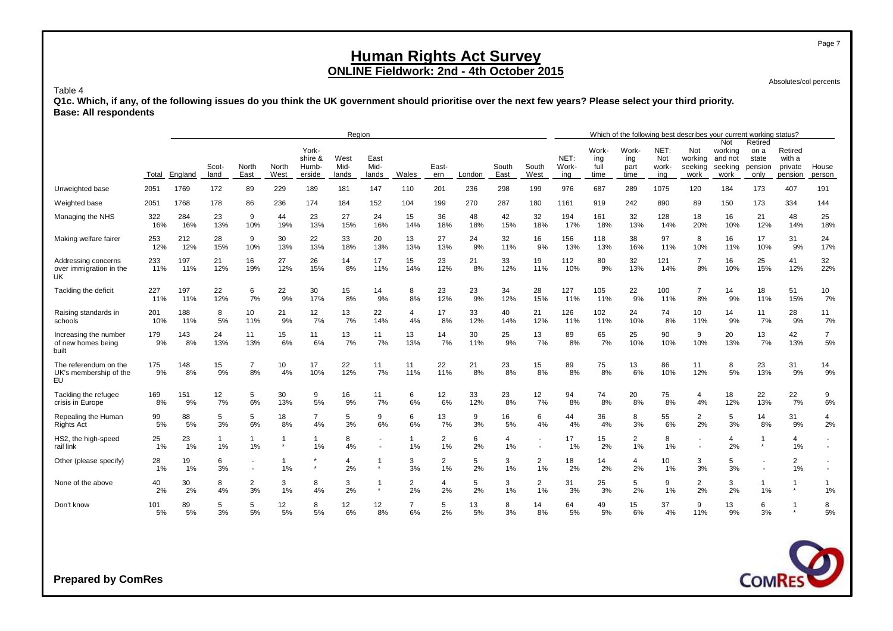# Human Rights Act Survey

## ONLINE Fieldwork: 2nd - 4th October 2015

Absolutes/col percents

Table 4

**Q1c. Which, if any, of the following issues do you think the UK government should prioritise over the next few years? Please select your third priority.**
**Base: All respondents**

| | | Region | | | | | | | | | | | | | Which of the following best describes your current working status? | | | | | | | | |
|---|---|---|---|---|---|---|---|---|---|---|---|---|---|---|---|---|---|---|---|---|---|---|---|
| | Total | England | Scotland | North East | North West | Yorkshire & Humberside | West Midlands | East Midlands | Wales | Eastern | London | South East | South West | NET: Working | Working full time | Working part time | NET: Not working | Not working seeking work | Not working and not seeking work | Retired on a state pension only | Retired with a private pension | House person |
| Unweighted base | 2051 | 1769 | 172 | 89 | 229 | 189 | 181 | 147 | 110 | 201 | 236 | 298 | 199 | 976 | 687 | 289 | 1075 | 120 | 184 | 173 | 407 | 191 |
| Weighted base | 2051 | 1768 | 178 | 86 | 236 | 174 | 184 | 152 | 104 | 199 | 270 | 287 | 180 | 1161 | 919 | 242 | 890 | 89 | 150 | 173 | 334 | 144 |
| Managing the NHS | 322 | 284 | 23 | 9 | 44 | 23 | 27 | 24 | 15 | 36 | 48 | 42 | 32 | 194 | 161 | 32 | 128 | 18 | 16 | 21 | 48 | 25 |
| | 16% | 16% | 13% | 10% | 19% | 13% | 15% | 16% | 14% | 18% | 18% | 15% | 18% | 17% | 18% | 13% | 14% | 20% | 10% | 12% | 14% | 18% |
| Making welfare fairer | 253 | 212 | 28 | 9 | 30 | 22 | 33 | 20 | 13 | 27 | 24 | 32 | 16 | 156 | 118 | 38 | 97 | 8 | 16 | 17 | 31 | 24 |
| | 12% | 12% | 15% | 10% | 13% | 13% | 18% | 13% | 13% | 13% | 9% | 11% | 9% | 13% | 13% | 16% | 11% | 10% | 11% | 10% | 9% | 17% |
| Addressing concerns over immigration in the UK | 233 | 197 | 21 | 16 | 27 | 26 | 14 | 17 | 15 | 23 | 21 | 33 | 19 | 112 | 80 | 32 | 121 | 7 | 16 | 25 | 41 | 32 |
| | 11% | 11% | 12% | 19% | 12% | 15% | 8% | 11% | 14% | 12% | 8% | 12% | 11% | 10% | 9% | 13% | 14% | 8% | 10% | 15% | 12% | 22% |
| Tackling the deficit | 227 | 197 | 22 | 6 | 22 | 30 | 15 | 14 | 8 | 23 | 23 | 34 | 28 | 127 | 105 | 22 | 100 | 7 | 14 | 18 | 51 | 10 |
| | 11% | 11% | 12% | 7% | 9% | 17% | 8% | 9% | 8% | 12% | 9% | 12% | 15% | 11% | 11% | 9% | 11% | 8% | 9% | 11% | 15% | 7% |
| Raising standards in schools | 201 | 188 | 8 | 10 | 21 | 12 | 13 | 22 | 4 | 17 | 33 | 40 | 21 | 126 | 102 | 24 | 74 | 10 | 14 | 11 | 28 | 11 |
| | 10% | 11% | 5% | 11% | 9% | 7% | 7% | 14% | 4% | 8% | 12% | 14% | 12% | 11% | 11% | 10% | 8% | 11% | 9% | 7% | 9% | 7% |
| Increasing the number of new homes being built | 179 | 143 | 24 | 11 | 15 | 11 | 13 | 11 | 13 | 14 | 30 | 25 | 13 | 89 | 65 | 25 | 90 | 9 | 20 | 13 | 42 | 7 |
| | 9% | 8% | 13% | 13% | 6% | 6% | 7% | 7% | 13% | 7% | 11% | 9% | 7% | 8% | 7% | 10% | 10% | 10% | 13% | 7% | 13% | 5% |
| The referendum on the UK's membership of the EU | 175 | 148 | 15 | 7 | 10 | 17 | 22 | 11 | 11 | 22 | 21 | 23 | 15 | 89 | 75 | 13 | 86 | 11 | 8 | 23 | 31 | 14 |
| | 9% | 8% | 9% | 8% | 4% | 10% | 12% | 7% | 11% | 11% | 8% | 8% | 8% | 8% | 8% | 6% | 10% | 12% | 5% | 13% | 9% | 9% |
| Tackling the refugee crisis in Europe | 169 | 151 | 12 | 5 | 30 | 9 | 16 | 11 | 6 | 12 | 33 | 23 | 12 | 94 | 74 | 20 | 75 | 4 | 18 | 22 | 22 | 9 |
| | 8% | 9% | 7% | 6% | 13% | 5% | 9% | 7% | 6% | 6% | 12% | 8% | 7% | 8% | 8% | 8% | 8% | 4% | 12% | 13% | 7% | 6% |
| Repealing the Human Rights Act | 99 | 88 | 5 | 5 | 18 | 7 | 5 | 9 | 6 | 13 | 9 | 16 | 6 | 44 | 36 | 8 | 55 | 2 | 5 | 14 | 31 | 4 |
| | 5% | 5% | 3% | 6% | 8% | 4% | 3% | 6% | 6% | 7% | 3% | 5% | 4% | 4% | 4% | 3% | 6% | 2% | 3% | 8% | 9% | 2% |
| HS2, the high-speed rail link | 25 | 23 | 1 | 1 | 1 | 1 | 8 | - | 1 | 2 | 6 | 4 | - | 17 | 15 | 2 | 8 | - | 4 | 1 | 4 | - |
| | 1% | 1% | 1% | 1% | * | 1% | 4% | - | 1% | 1% | 2% | 1% | - | 1% | 2% | 1% | 1% | - | 2% | * | 1% | - |
| Other (please specify) | 28 | 19 | 6 | - | 1 | * | 4 | 1 | 3 | 2 | 5 | 3 | 2 | 18 | 14 | 4 | 10 | 3 | 5 | - | 2 | - |
| | 1% | 1% | 3% | - | 1% | * | 2% | * | 3% | 1% | 2% | 1% | 1% | 2% | 2% | 2% | 1% | 3% | 3% | - | 1% | - |
| None of the above | 40 | 30 | 8 | 2 | 3 | 8 | 3 | 1 | 2 | 4 | 5 | 3 | 2 | 31 | 25 | 5 | 9 | 2 | 3 | 1 | 1 | 1 |
| | 2% | 2% | 4% | 3% | 1% | 4% | 2% | * | 2% | 2% | 2% | 1% | 1% | 3% | 3% | 2% | 1% | 2% | 2% | 1% | * | 1% |
| Don't know | 101 | 89 | 5 | 5 | 12 | 8 | 12 | 12 | 7 | 5 | 13 | 8 | 14 | 64 | 49 | 15 | 37 | 9 | 13 | 6 | 1 | 8 |
| | 5% | 5% | 3% | 5% | 5% | 5% | 6% | 8% | 6% | 2% | 5% | 3% | 8% | 5% | 5% | 6% | 4% | 11% | 9% | 3% | * | 5% |

**Prepared by ComRes**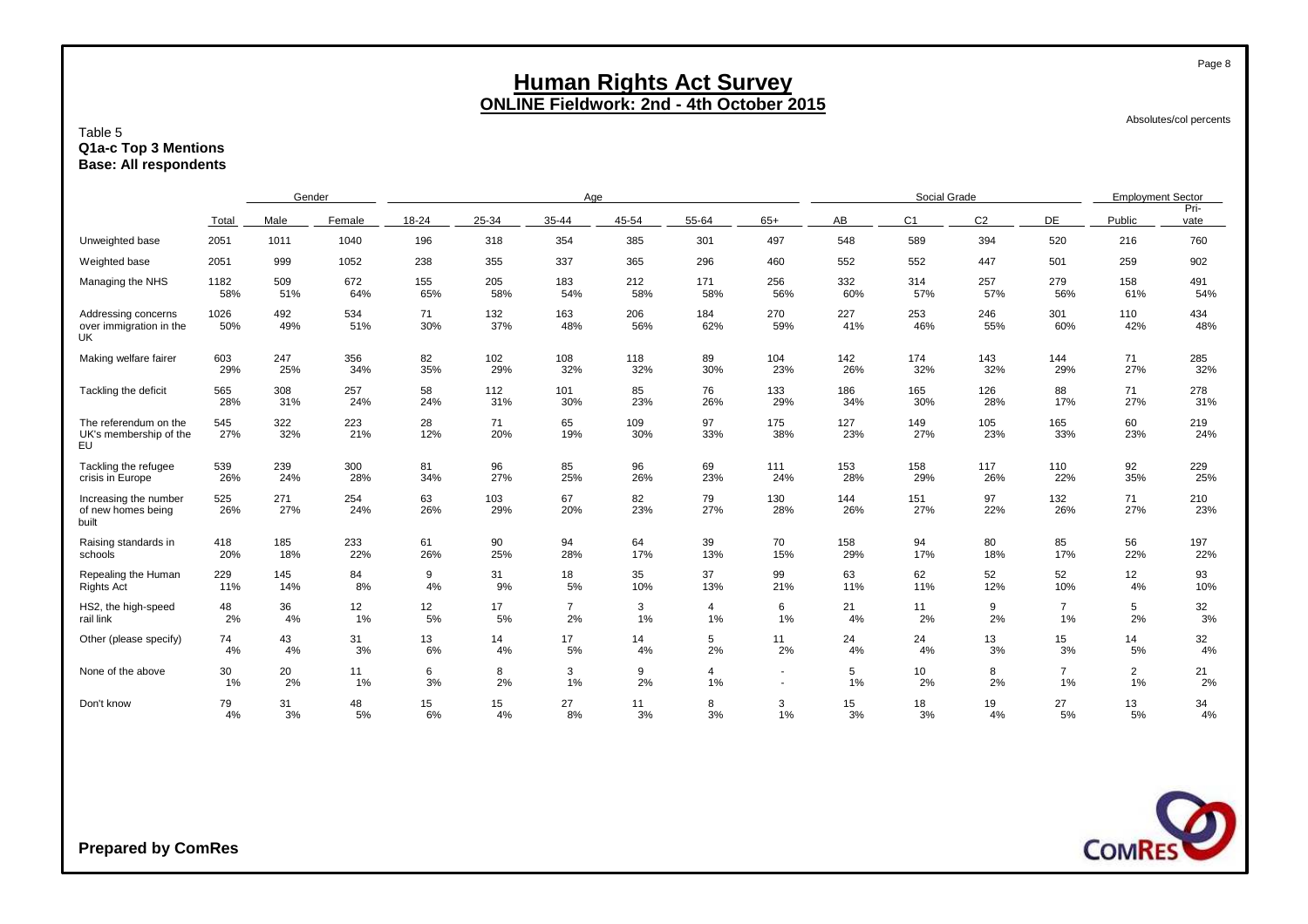# Human Rights Act Survey
## ONLINE Fieldwork: 2nd - 4th October 2015

Absolutes/col percents

Table 5
**Q1a-c Top 3 Mentions**
**Base: All respondents**

| | | Gender | | Age | | | | | | Social Grade | | | | Employment Sector | |
|---|---|---|---|---|---|---|---|---|---|---|---|---|---|---|---|
| | Total | Male | Female | 18-24 | 25-34 | 35-44 | 45-54 | 55-64 | 65+ | AB | C1 | C2 | DE | Public | Pri-vate |
| Unweighted base | 2051 | 1011 | 1040 | 196 | 318 | 354 | 385 | 301 | 497 | 548 | 589 | 394 | 520 | 216 | 760 |
| Weighted base | 2051 | 999 | 1052 | 238 | 355 | 337 | 365 | 296 | 460 | 552 | 552 | 447 | 501 | 259 | 902 |
| Managing the NHS | 1182 | 509 | 672 | 155 | 205 | 183 | 212 | 171 | 256 | 332 | 314 | 257 | 279 | 158 | 491 |
| | 58% | 51% | 64% | 65% | 58% | 54% | 58% | 58% | 56% | 60% | 57% | 57% | 56% | 61% | 54% |
| Addressing concerns over immigration in the UK | 1026 | 492 | 534 | 71 | 132 | 163 | 206 | 184 | 270 | 227 | 253 | 246 | 301 | 110 | 434 |
| | 50% | 49% | 51% | 30% | 37% | 48% | 56% | 62% | 59% | 41% | 46% | 55% | 60% | 42% | 48% |
| Making welfare fairer | 603 | 247 | 356 | 82 | 102 | 108 | 118 | 89 | 104 | 142 | 174 | 143 | 144 | 71 | 285 |
| | 29% | 25% | 34% | 35% | 29% | 32% | 32% | 30% | 23% | 26% | 32% | 32% | 29% | 27% | 32% |
| Tackling the deficit | 565 | 308 | 257 | 58 | 112 | 101 | 85 | 76 | 133 | 186 | 165 | 126 | 88 | 71 | 278 |
| | 28% | 31% | 24% | 24% | 31% | 30% | 23% | 26% | 29% | 34% | 30% | 28% | 17% | 27% | 31% |
| The referendum on the UK's membership of the EU | 545 | 322 | 223 | 28 | 71 | 65 | 109 | 97 | 175 | 127 | 149 | 105 | 165 | 60 | 219 |
| | 27% | 32% | 21% | 12% | 20% | 19% | 30% | 33% | 38% | 23% | 27% | 23% | 33% | 23% | 24% |
| Tackling the refugee crisis in Europe | 539 | 239 | 300 | 81 | 96 | 85 | 96 | 69 | 111 | 153 | 158 | 117 | 110 | 92 | 229 |
| | 26% | 24% | 28% | 34% | 27% | 25% | 26% | 23% | 24% | 28% | 29% | 26% | 22% | 35% | 25% |
| Increasing the number of new homes being built | 525 | 271 | 254 | 63 | 103 | 67 | 82 | 79 | 130 | 144 | 151 | 97 | 132 | 71 | 210 |
| | 26% | 27% | 24% | 26% | 29% | 20% | 23% | 27% | 28% | 26% | 27% | 22% | 26% | 27% | 23% |
| Raising standards in schools | 418 | 185 | 233 | 61 | 90 | 94 | 64 | 39 | 70 | 158 | 94 | 80 | 85 | 56 | 197 |
| | 20% | 18% | 22% | 26% | 25% | 28% | 17% | 13% | 15% | 29% | 17% | 18% | 17% | 22% | 22% |
| Repealing the Human Rights Act | 229 | 145 | 84 | 9 | 31 | 18 | 35 | 37 | 99 | 63 | 62 | 52 | 52 | 12 | 93 |
| | 11% | 14% | 8% | 4% | 9% | 5% | 10% | 13% | 21% | 11% | 11% | 12% | 10% | 4% | 10% |
| HS2, the high-speed rail link | 48 | 36 | 12 | 12 | 17 | 7 | 3 | 4 | 6 | 21 | 11 | 9 | 7 | 5 | 32 |
| | 2% | 4% | 1% | 5% | 5% | 2% | 1% | 1% | 1% | 4% | 2% | 2% | 1% | 2% | 3% |
| Other (please specify) | 74 | 43 | 31 | 13 | 14 | 17 | 14 | 5 | 11 | 24 | 24 | 13 | 15 | 14 | 32 |
| | 4% | 4% | 3% | 6% | 4% | 5% | 4% | 2% | 2% | 4% | 4% | 3% | 3% | 5% | 4% |
| None of the above | 30 | 20 | 11 | 6 | 8 | 3 | 9 | 4 | - | 5 | 10 | 8 | 7 | 2 | 21 |
| | 1% | 2% | 1% | 3% | 2% | 1% | 2% | 1% | - | 1% | 2% | 2% | 1% | 1% | 2% |
| Don't know | 79 | 31 | 48 | 15 | 15 | 27 | 11 | 8 | 3 | 15 | 18 | 19 | 27 | 13 | 34 |
| | 4% | 3% | 5% | 6% | 4% | 8% | 3% | 3% | 1% | 3% | 3% | 4% | 5% | 5% | 4% |

**Prepared by ComRes**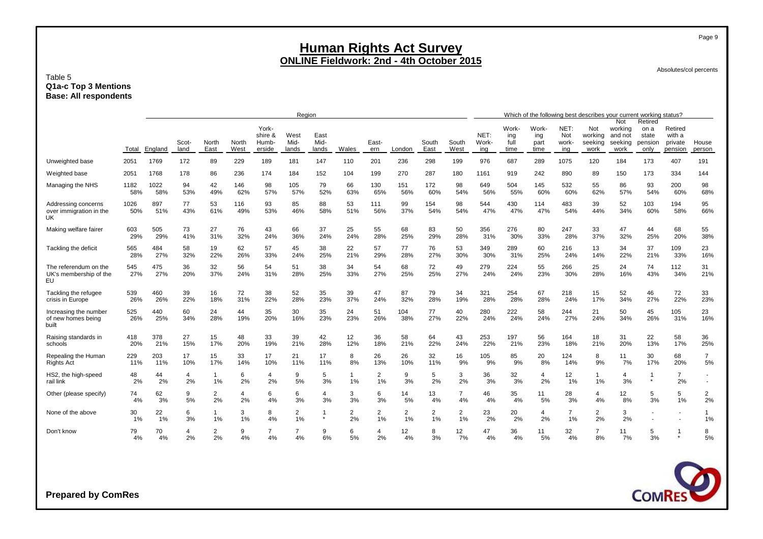# Human Rights Act Survey
## ONLINE Fieldwork: 2nd - 4th October 2015

Absolutes/col percents

Table 5
**Q1a-c Top 3 Mentions**
**Base: All respondents**

| | | Region | | | | | | | | | | | | | Which of the following best describes your current working status? | | | | | | | | |
|---|---|---|---|---|---|---|---|---|---|---|---|---|---|---|---|---|---|---|---|---|---|---|---|
| | Total | England | Scot-land | North East | North West | York-shire & Humb-erside | West Mid-lands | East Mid-lands | Wales | East-ern | London | South East | South West | NET: Work-ing | Work-ing full time | Work-ing part time | NET: Not work-ing | Not working seeking work | Not working and not seeking work | Retired on a state pension only | Retired with a private pension | House person |
| Unweighted base | 2051 | 1769 | 172 | 89 | 229 | 189 | 181 | 147 | 110 | 201 | 236 | 298 | 199 | 976 | 687 | 289 | 1075 | 120 | 184 | 173 | 407 | 191 |
| Weighted base | 2051 | 1768 | 178 | 86 | 236 | 174 | 184 | 152 | 104 | 199 | 270 | 287 | 180 | 1161 | 919 | 242 | 890 | 89 | 150 | 173 | 334 | 144 |
| Managing the NHS | 1182 | 1022 | 94 | 42 | 146 | 98 | 105 | 79 | 66 | 130 | 151 | 172 | 98 | 649 | 504 | 145 | 532 | 55 | 86 | 93 | 200 | 98 |
| | 58% | 58% | 53% | 49% | 62% | 57% | 57% | 52% | 63% | 65% | 56% | 60% | 54% | 56% | 55% | 60% | 60% | 62% | 57% | 54% | 60% | 68% |
| Addressing concerns over immigration in the UK | 1026 | 897 | 77 | 53 | 116 | 93 | 85 | 88 | 53 | 111 | 99 | 154 | 98 | 544 | 430 | 114 | 483 | 39 | 52 | 103 | 194 | 95 |
| | 50% | 51% | 43% | 61% | 49% | 53% | 46% | 58% | 51% | 56% | 37% | 54% | 54% | 47% | 47% | 47% | 54% | 44% | 34% | 60% | 58% | 66% |
| Making welfare fairer | 603 | 505 | 73 | 27 | 76 | 43 | 66 | 37 | 25 | 55 | 68 | 83 | 50 | 356 | 276 | 80 | 247 | 33 | 47 | 44 | 68 | 55 |
| | 29% | 29% | 41% | 31% | 32% | 24% | 36% | 24% | 24% | 28% | 25% | 29% | 28% | 31% | 30% | 33% | 28% | 37% | 32% | 25% | 20% | 38% |
| Tackling the deficit | 565 | 484 | 58 | 19 | 62 | 57 | 45 | 38 | 22 | 57 | 77 | 76 | 53 | 349 | 289 | 60 | 216 | 13 | 34 | 37 | 109 | 23 |
| | 28% | 27% | 32% | 22% | 26% | 33% | 24% | 25% | 21% | 29% | 28% | 27% | 30% | 30% | 31% | 25% | 24% | 14% | 22% | 21% | 33% | 16% |
| The referendum on the UK's membership of the EU | 545 | 475 | 36 | 32 | 56 | 54 | 51 | 38 | 34 | 54 | 68 | 72 | 49 | 279 | 224 | 55 | 266 | 25 | 24 | 74 | 112 | 31 |
| | 27% | 27% | 20% | 37% | 24% | 31% | 28% | 25% | 33% | 27% | 25% | 25% | 27% | 24% | 24% | 23% | 30% | 28% | 16% | 43% | 34% | 21% |
| Tackling the refugee crisis in Europe | 539 | 460 | 39 | 16 | 72 | 38 | 52 | 35 | 39 | 47 | 87 | 79 | 34 | 321 | 254 | 67 | 218 | 15 | 52 | 46 | 72 | 33 |
| | 26% | 26% | 22% | 18% | 31% | 22% | 28% | 23% | 37% | 24% | 32% | 28% | 19% | 28% | 28% | 28% | 24% | 17% | 34% | 27% | 22% | 23% |
| Increasing the number of new homes being built | 525 | 440 | 60 | 24 | 44 | 35 | 30 | 35 | 24 | 51 | 104 | 77 | 40 | 280 | 222 | 58 | 244 | 21 | 50 | 45 | 105 | 23 |
| | 26% | 25% | 34% | 28% | 19% | 20% | 16% | 23% | 23% | 26% | 38% | 27% | 22% | 24% | 24% | 24% | 27% | 24% | 34% | 26% | 31% | 16% |
| Raising standards in schools | 418 | 378 | 27 | 15 | 48 | 33 | 39 | 42 | 12 | 36 | 58 | 64 | 43 | 253 | 197 | 56 | 164 | 18 | 31 | 22 | 58 | 36 |
| | 20% | 21% | 15% | 17% | 20% | 19% | 21% | 28% | 12% | 18% | 21% | 22% | 24% | 22% | 21% | 23% | 18% | 21% | 20% | 13% | 17% | 25% |
| Repealing the Human Rights Act | 229 | 203 | 17 | 15 | 33 | 17 | 21 | 17 | 8 | 26 | 26 | 32 | 16 | 105 | 85 | 20 | 124 | 8 | 11 | 30 | 68 | 7 |
| | 11% | 11% | 10% | 17% | 14% | 10% | 11% | 11% | 8% | 13% | 10% | 11% | 9% | 9% | 9% | 8% | 14% | 9% | 7% | 17% | 20% | 5% |
| HS2, the high-speed rail link | 48 | 44 | 4 | 1 | 6 | 4 | 9 | 5 | 1 | 2 | 9 | 5 | 3 | 36 | 32 | 4 | 12 | 1 | 4 | 1 | 7 | - |
| | 2% | 2% | 2% | 1% | 2% | 2% | 5% | 3% | 1% | 1% | 3% | 2% | 2% | 3% | 3% | 2% | 1% | 1% | 3% | * | 2% | - |
| Other (please specify) | 74 | 62 | 9 | 2 | 4 | 6 | 6 | 4 | 3 | 6 | 14 | 13 | 7 | 46 | 35 | 11 | 28 | 4 | 12 | 5 | 5 | 2 |
| | 4% | 3% | 5% | 2% | 2% | 4% | 3% | 3% | 3% | 3% | 5% | 4% | 4% | 4% | 4% | 5% | 3% | 4% | 8% | 3% | 1% | 2% |
| None of the above | 30 | 22 | 6 | 1 | 3 | 8 | 2 | 1 | 2 | 2 | 2 | 2 | 2 | 23 | 20 | 4 | 7 | 2 | 3 | - | - | 1 |
| | 1% | 1% | 3% | 1% | 1% | 4% | 1% | * | 2% | 1% | 1% | 1% | 1% | 2% | 2% | 2% | 1% | 2% | 2% | - | - | 1% |
| Don't know | 79 | 70 | 4 | 2 | 9 | 7 | 7 | 9 | 6 | 4 | 12 | 8 | 12 | 47 | 36 | 11 | 32 | 7 | 11 | 5 | 1 | 8 |
| | 4% | 4% | 2% | 2% | 4% | 4% | 4% | 6% | 5% | 2% | 4% | 3% | 7% | 4% | 4% | 5% | 4% | 8% | 7% | 3% | * | 5% |

**Prepared by ComRes**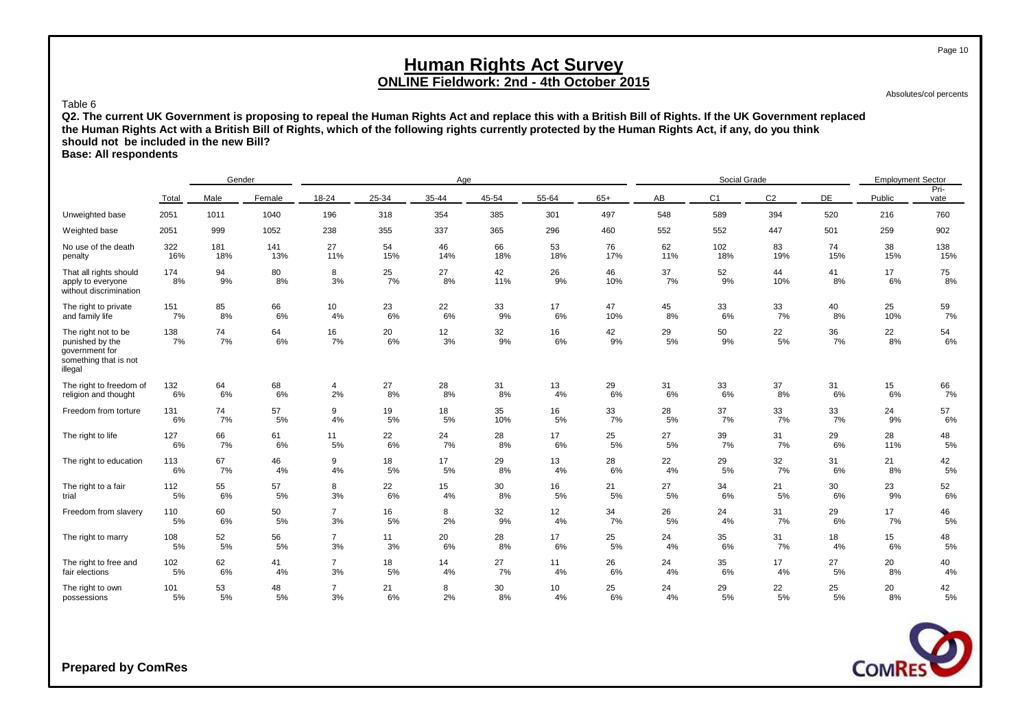# Human Rights Act Survey
## ONLINE Fieldwork: 2nd - 4th October 2015

Absolutes/col percents

Table 6

**Q2. The current UK Government is proposing to repeal the Human Rights Act and replace this with a British Bill of Rights. If the UK Government replaced the Human Rights Act with a British Bill of Rights, which of the following rights currently protected by the Human Rights Act, if any, do you think should not be included in the new Bill?**
**Base: All respondents**

| | | Gender | | Age | | | | | | Social Grade | | | | Employment Sector | |
|---|---|---|---|---|---|---|---|---|---|---|---|---|---|---|---|
| | Total | Male | Female | 18-24 | 25-34 | 35-44 | 45-54 | 55-64 | 65+ | AB | C1 | C2 | DE | Public | Pri-vate |
| Unweighted base | 2051 | 1011 | 1040 | 196 | 318 | 354 | 385 | 301 | 497 | 548 | 589 | 394 | 520 | 216 | 760 |
| Weighted base | 2051 | 999 | 1052 | 238 | 355 | 337 | 365 | 296 | 460 | 552 | 552 | 447 | 501 | 259 | 902 |
| No use of the death penalty | 322 | 181 | 141 | 27 | 54 | 46 | 66 | 53 | 76 | 62 | 102 | 83 | 74 | 38 | 138 |
| | 16% | 18% | 13% | 11% | 15% | 14% | 18% | 18% | 17% | 11% | 18% | 19% | 15% | 15% | 15% |
| That all rights should apply to everyone without discrimination | 174 | 94 | 80 | 8 | 25 | 27 | 42 | 26 | 46 | 37 | 52 | 44 | 41 | 17 | 75 |
| | 8% | 9% | 8% | 3% | 7% | 8% | 11% | 9% | 10% | 7% | 9% | 10% | 8% | 6% | 8% |
| The right to private and family life | 151 | 85 | 66 | 10 | 23 | 22 | 33 | 17 | 47 | 45 | 33 | 33 | 40 | 25 | 59 |
| | 7% | 8% | 6% | 4% | 6% | 6% | 9% | 6% | 10% | 8% | 6% | 7% | 8% | 10% | 7% |
| The right not to be punished by the government for something that is not illegal | 138 | 74 | 64 | 16 | 20 | 12 | 32 | 16 | 42 | 29 | 50 | 22 | 36 | 22 | 54 |
| | 7% | 7% | 6% | 7% | 6% | 3% | 9% | 6% | 9% | 5% | 9% | 5% | 7% | 8% | 6% |
| The right to freedom of religion and thought | 132 | 64 | 68 | 4 | 27 | 28 | 31 | 13 | 29 | 31 | 33 | 37 | 31 | 15 | 66 |
| | 6% | 6% | 6% | 2% | 8% | 8% | 8% | 4% | 6% | 6% | 6% | 8% | 6% | 6% | 7% |
| Freedom from torture | 131 | 74 | 57 | 9 | 19 | 18 | 35 | 16 | 33 | 28 | 37 | 33 | 33 | 24 | 57 |
| | 6% | 7% | 5% | 4% | 5% | 5% | 10% | 5% | 7% | 5% | 7% | 7% | 7% | 9% | 6% |
| The right to life | 127 | 66 | 61 | 11 | 22 | 24 | 28 | 17 | 25 | 27 | 39 | 31 | 29 | 28 | 48 |
| | 6% | 7% | 6% | 5% | 6% | 7% | 8% | 6% | 5% | 5% | 7% | 7% | 6% | 11% | 5% |
| The right to education | 113 | 67 | 46 | 9 | 18 | 17 | 29 | 13 | 28 | 22 | 29 | 32 | 31 | 21 | 42 |
| | 6% | 7% | 4% | 4% | 5% | 5% | 8% | 4% | 6% | 4% | 5% | 7% | 6% | 8% | 5% |
| The right to a fair trial | 112 | 55 | 57 | 8 | 22 | 15 | 30 | 16 | 21 | 27 | 34 | 21 | 30 | 23 | 52 |
| | 5% | 6% | 5% | 3% | 6% | 4% | 8% | 5% | 5% | 5% | 6% | 5% | 6% | 9% | 6% |
| Freedom from slavery | 110 | 60 | 50 | 7 | 16 | 8 | 32 | 12 | 34 | 26 | 24 | 31 | 29 | 17 | 46 |
| | 5% | 6% | 5% | 3% | 5% | 2% | 9% | 4% | 7% | 5% | 4% | 7% | 6% | 7% | 5% |
| The right to marry | 108 | 52 | 56 | 7 | 11 | 20 | 28 | 17 | 25 | 24 | 35 | 31 | 18 | 15 | 48 |
| | 5% | 5% | 5% | 3% | 3% | 6% | 8% | 6% | 5% | 4% | 6% | 7% | 4% | 6% | 5% |
| The right to free and fair elections | 102 | 62 | 41 | 7 | 18 | 14 | 27 | 11 | 26 | 24 | 35 | 17 | 27 | 20 | 40 |
| | 5% | 6% | 4% | 3% | 5% | 4% | 7% | 4% | 6% | 4% | 6% | 4% | 5% | 8% | 4% |
| The right to own possessions | 101 | 53 | 48 | 7 | 21 | 8 | 30 | 10 | 25 | 24 | 29 | 22 | 25 | 20 | 42 |
| | 5% | 5% | 5% | 3% | 6% | 2% | 8% | 4% | 6% | 4% | 5% | 5% | 5% | 8% | 5% |

**Prepared by ComRes**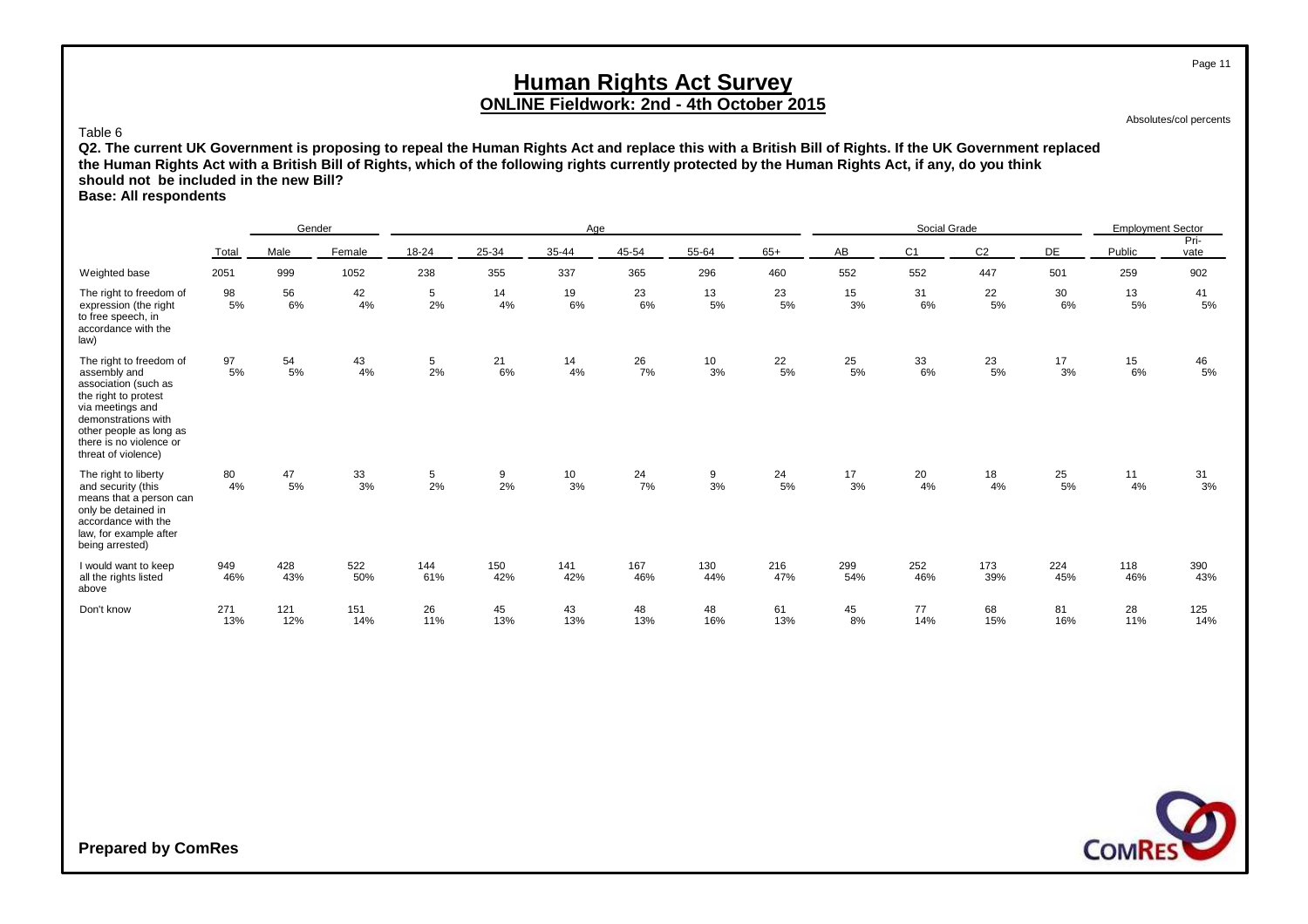# Human Rights Act Survey

## ONLINE Fieldwork: 2nd - 4th October 2015

Absolutes/col percents

Table 6

**Q2. The current UK Government is proposing to repeal the Human Rights Act and replace this with a British Bill of Rights. If the UK Government replaced the Human Rights Act with a British Bill of Rights, which of the following rights currently protected by the Human Rights Act, if any, do you think should not be included in the new Bill?**

**Base: All respondents**

| | | Gender | | Age | | | | | | Social Grade | | | | Employment Sector | |
|---|---|---|---|---|---|---|---|---|---|---|---|---|---|---|---|
| | Total | Male | Female | 18-24 | 25-34 | 35-44 | 45-54 | 55-64 | 65+ | AB | C1 | C2 | DE | Public | Pri-vate |
| Weighted base | 2051 | 999 | 1052 | 238 | 355 | 337 | 365 | 296 | 460 | 552 | 552 | 447 | 501 | 259 | 902 |
| The right to freedom of expression (the right to free speech, in accordance with the law) | 98<br>5% | 56<br>6% | 42<br>4% | 5<br>2% | 14<br>4% | 19<br>6% | 23<br>6% | 13<br>5% | 23<br>5% | 15<br>3% | 31<br>6% | 22<br>5% | 30<br>6% | 13<br>5% | 41<br>5% |
| The right to freedom of assembly and association (such as the right to protest via meetings and demonstrations with other people as long as there is no violence or threat of violence) | 97<br>5% | 54<br>5% | 43<br>4% | 5<br>2% | 21<br>6% | 14<br>4% | 26<br>7% | 10<br>3% | 22<br>5% | 25<br>5% | 33<br>6% | 23<br>5% | 17<br>3% | 15<br>6% | 46<br>5% |
| The right to liberty and security (this means that a person can only be detained in accordance with the law, for example after being arrested) | 80<br>4% | 47<br>5% | 33<br>3% | 5<br>2% | 9<br>2% | 10<br>3% | 24<br>7% | 9<br>3% | 24<br>5% | 17<br>3% | 20<br>4% | 18<br>4% | 25<br>5% | 11<br>4% | 31<br>3% |
| I would want to keep all the rights listed above | 949<br>46% | 428<br>43% | 522<br>50% | 144<br>61% | 150<br>42% | 141<br>42% | 167<br>46% | 130<br>44% | 216<br>47% | 299<br>54% | 252<br>46% | 173<br>39% | 224<br>45% | 118<br>46% | 390<br>43% |
| Don't know | 271<br>13% | 121<br>12% | 151<br>14% | 26<br>11% | 45<br>13% | 43<br>13% | 48<br>13% | 48<br>16% | 61<br>13% | 45<br>8% | 77<br>14% | 68<br>15% | 81<br>16% | 28<br>11% | 125<br>14% |

**Prepared by ComRes**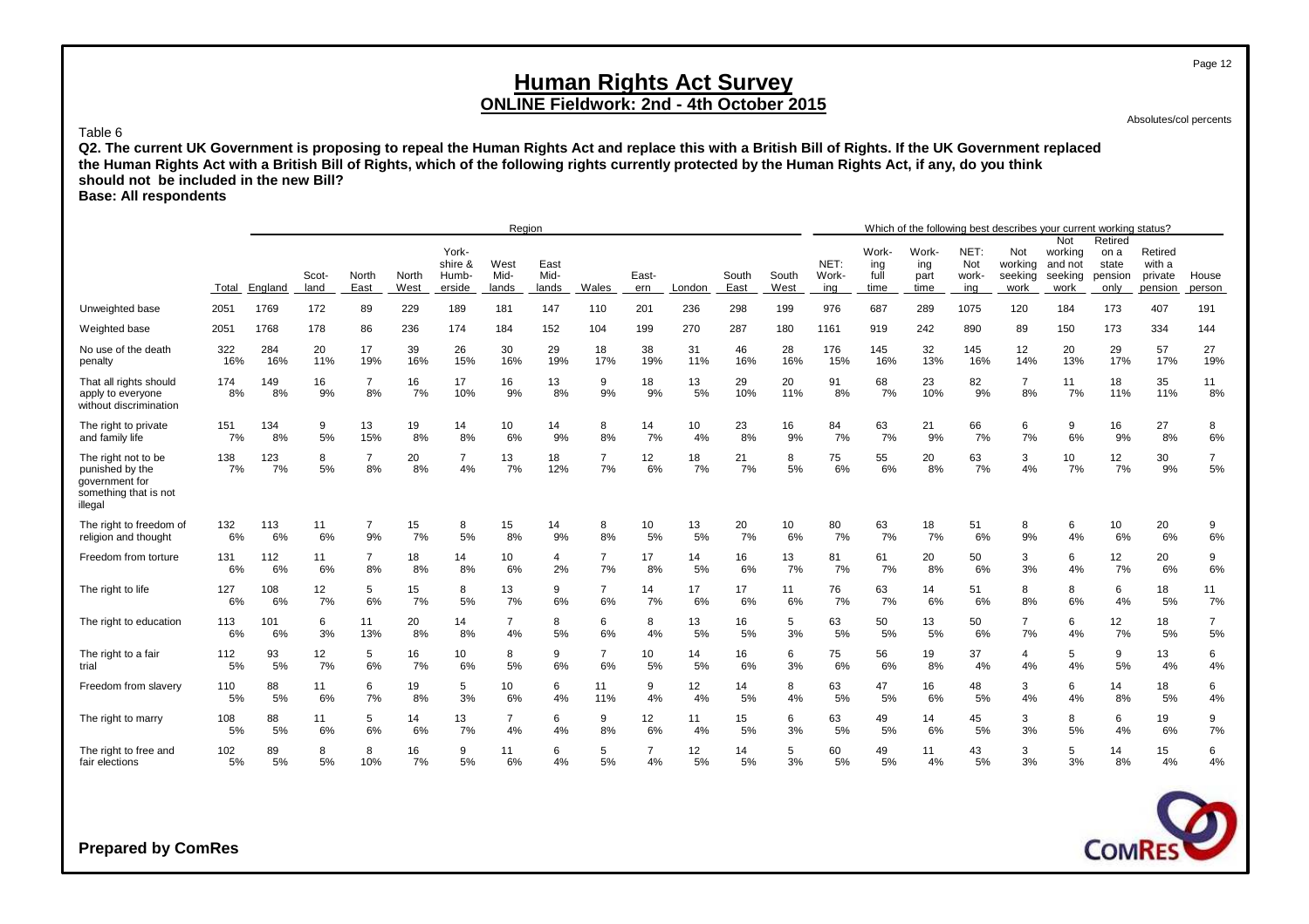# Human Rights Act Survey

## ONLINE Fieldwork: 2nd - 4th October 2015

Absolutes/col percents

Table 6

**Q2. The current UK Government is proposing to repeal the Human Rights Act and replace this with a British Bill of Rights. If the UK Government replaced the Human Rights Act with a British Bill of Rights, which of the following rights currently protected by the Human Rights Act, if any, do you think should not be included in the new Bill?**

**Base: All respondents**

| | Total | Region | | | | | | | | | | | | Which of the following best describes your current working status? | | | | | | | | |
|---|---|---|---|---|---|---|---|---|---|---|---|---|---|---|---|---|---|---|---|---|---|---|
| | Total | England | Scotland | North East | North West | Yorkshire & Humberside | West Midlands | East Midlands | Wales | Eastern | London | South East | South West | NET: Working | Working full time | Working part time | NET: Not working | Not working seeking work | Not working and not seeking work | Retired on a state pension only | Retired with a private pension | House person |
| Unweighted base | 2051 | 1769 | 172 | 89 | 229 | 189 | 181 | 147 | 110 | 201 | 236 | 298 | 199 | 976 | 687 | 289 | 1075 | 120 | 184 | 173 | 407 | 191 |
| Weighted base | 2051 | 1768 | 178 | 86 | 236 | 174 | 184 | 152 | 104 | 199 | 270 | 287 | 180 | 1161 | 919 | 242 | 890 | 89 | 150 | 173 | 334 | 144 |
| No use of the death penalty | 322 | 284 | 20 | 17 | 39 | 26 | 30 | 29 | 18 | 38 | 31 | 46 | 28 | 176 | 145 | 32 | 145 | 12 | 20 | 29 | 57 | 27 |
| | 16% | 16% | 11% | 19% | 16% | 15% | 16% | 19% | 17% | 19% | 11% | 16% | 16% | 15% | 16% | 13% | 16% | 14% | 13% | 17% | 17% | 19% |
| That all rights should apply to everyone without discrimination | 174 | 149 | 16 | 7 | 16 | 17 | 16 | 13 | 9 | 18 | 13 | 29 | 20 | 91 | 68 | 23 | 82 | 7 | 11 | 18 | 35 | 11 |
| | 8% | 8% | 9% | 8% | 7% | 10% | 9% | 8% | 9% | 9% | 5% | 10% | 11% | 8% | 7% | 10% | 9% | 8% | 7% | 11% | 11% | 8% |
| The right to private and family life | 151 | 134 | 9 | 13 | 19 | 14 | 10 | 14 | 8 | 14 | 10 | 23 | 16 | 84 | 63 | 21 | 66 | 6 | 9 | 16 | 27 | 8 |
| | 7% | 8% | 5% | 15% | 8% | 8% | 6% | 9% | 8% | 7% | 4% | 8% | 9% | 7% | 7% | 9% | 7% | 7% | 6% | 9% | 8% | 6% |
| The right not to be punished by the government for something that is not illegal | 138 | 123 | 8 | 7 | 20 | 7 | 13 | 18 | 7 | 12 | 18 | 21 | 8 | 75 | 55 | 20 | 63 | 3 | 10 | 12 | 30 | 7 |
| | 7% | 7% | 5% | 8% | 8% | 4% | 7% | 12% | 7% | 6% | 7% | 7% | 5% | 6% | 6% | 8% | 7% | 4% | 7% | 7% | 9% | 5% |
| The right to freedom of religion and thought | 132 | 113 | 11 | 7 | 15 | 8 | 15 | 14 | 8 | 10 | 13 | 20 | 10 | 80 | 63 | 18 | 51 | 8 | 6 | 10 | 20 | 9 |
| | 6% | 6% | 6% | 9% | 7% | 5% | 8% | 9% | 8% | 5% | 5% | 7% | 6% | 7% | 7% | 7% | 6% | 9% | 4% | 6% | 6% | 6% |
| Freedom from torture | 131 | 112 | 11 | 7 | 18 | 14 | 10 | 4 | 7 | 17 | 14 | 16 | 13 | 81 | 61 | 20 | 50 | 3 | 6 | 12 | 20 | 9 |
| | 6% | 6% | 6% | 8% | 8% | 8% | 6% | 2% | 7% | 8% | 5% | 6% | 7% | 7% | 7% | 8% | 6% | 3% | 4% | 7% | 6% | 6% |
| The right to life | 127 | 108 | 12 | 5 | 15 | 8 | 13 | 9 | 7 | 14 | 17 | 17 | 11 | 76 | 63 | 14 | 51 | 8 | 8 | 6 | 18 | 11 |
| | 6% | 6% | 7% | 6% | 7% | 5% | 7% | 6% | 6% | 7% | 6% | 6% | 6% | 7% | 7% | 6% | 6% | 8% | 6% | 4% | 5% | 7% |
| The right to education | 113 | 101 | 6 | 11 | 20 | 14 | 7 | 8 | 6 | 8 | 13 | 16 | 5 | 63 | 50 | 13 | 50 | 7 | 6 | 12 | 18 | 7 |
| | 6% | 6% | 3% | 13% | 8% | 8% | 4% | 5% | 6% | 4% | 5% | 5% | 3% | 5% | 5% | 5% | 6% | 7% | 4% | 7% | 5% | 5% |
| The right to a fair trial | 112 | 93 | 12 | 5 | 16 | 10 | 8 | 9 | 7 | 10 | 14 | 16 | 6 | 75 | 56 | 19 | 37 | 4 | 5 | 9 | 13 | 6 |
| | 5% | 5% | 7% | 6% | 7% | 6% | 5% | 6% | 6% | 5% | 5% | 6% | 3% | 6% | 6% | 8% | 4% | 4% | 4% | 5% | 4% | 4% |
| Freedom from slavery | 110 | 88 | 11 | 6 | 19 | 5 | 10 | 6 | 11 | 9 | 12 | 14 | 8 | 63 | 47 | 16 | 48 | 3 | 6 | 14 | 18 | 6 |
| | 5% | 5% | 6% | 7% | 8% | 3% | 6% | 4% | 11% | 4% | 4% | 5% | 4% | 5% | 5% | 6% | 5% | 4% | 4% | 8% | 5% | 4% |
| The right to marry | 108 | 88 | 11 | 5 | 14 | 13 | 7 | 6 | 9 | 12 | 11 | 15 | 6 | 63 | 49 | 14 | 45 | 3 | 8 | 6 | 19 | 9 |
| | 5% | 5% | 6% | 6% | 6% | 7% | 4% | 4% | 8% | 6% | 4% | 5% | 3% | 5% | 5% | 6% | 5% | 3% | 5% | 4% | 6% | 7% |
| The right to free and fair elections | 102 | 89 | 8 | 8 | 16 | 9 | 11 | 6 | 5 | 7 | 12 | 14 | 5 | 60 | 49 | 11 | 43 | 3 | 5 | 14 | 15 | 6 |
| | 5% | 5% | 5% | 10% | 7% | 5% | 6% | 4% | 5% | 4% | 5% | 5% | 3% | 5% | 5% | 4% | 5% | 3% | 3% | 8% | 4% | 4% |

**Prepared by ComRes**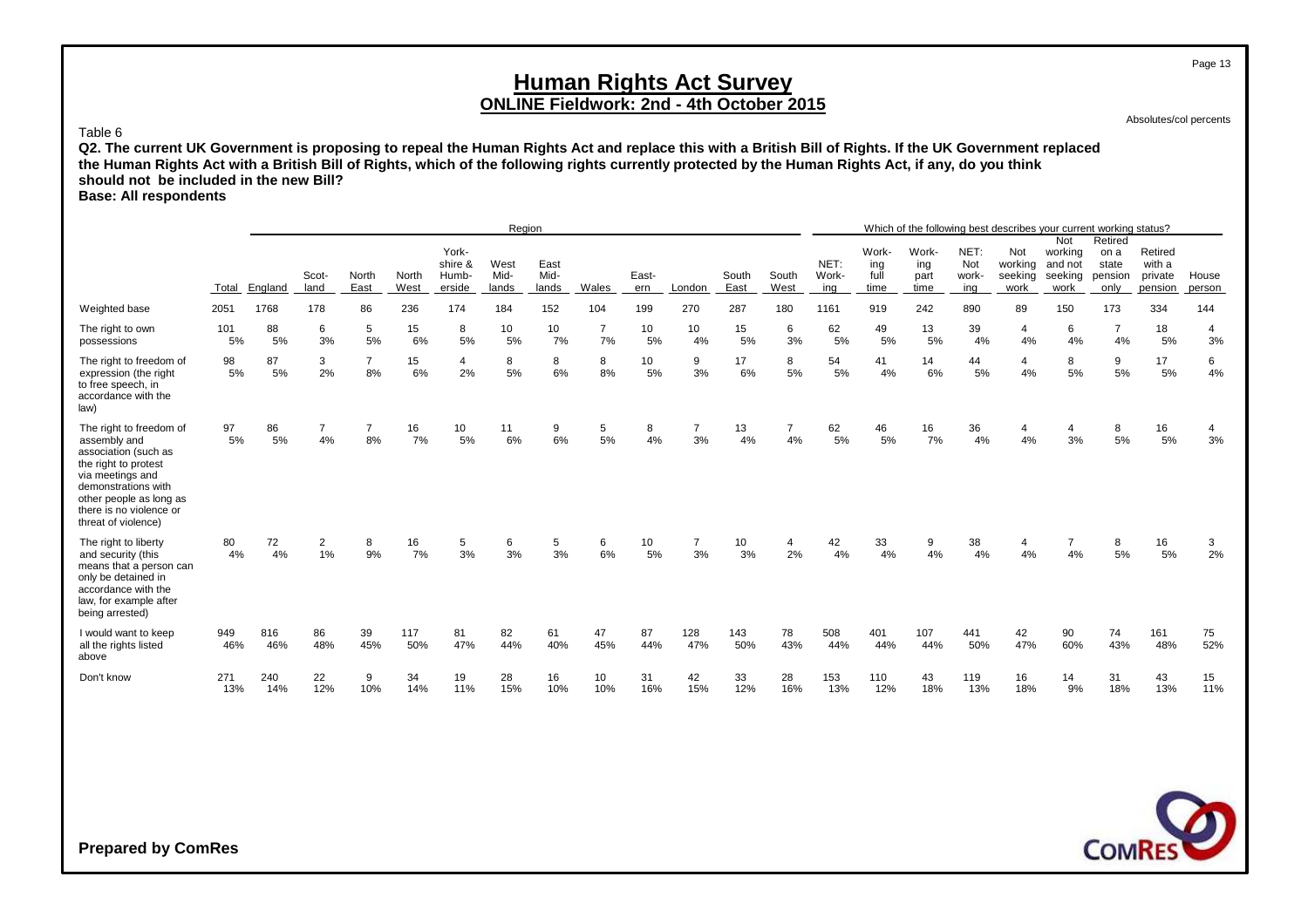# Human Rights Act Survey

## ONLINE Fieldwork: 2nd - 4th October 2015

Absolutes/col percents

Table 6

**Q2. The current UK Government is proposing to repeal the Human Rights Act and replace this with a British Bill of Rights. If the UK Government replaced the Human Rights Act with a British Bill of Rights, which of the following rights currently protected by the Human Rights Act, if any, do you think should not be included in the new Bill?**

**Base: All respondents**

| | | Region | | | | | | | | | | | | Which of the following best describes your current working status? | | | | | | | | |
|---|---|---|---|---|---|---|---|---|---|---|---|---|---|---|---|---|---|---|---|---|---|---|
| | Total | England | Scotland | North East | North West | Yorkshire & Humberside | West Midlands | East Midlands | Wales | Eastern | London | South East | South West | NET: Working | Working full time | Working part time | NET: Not working | Not working seeking work | Not working and not seeking work | Retired on a state pension only | Retired with a private pension | House person |
| Weighted base | 2051 | 1768 | 178 | 86 | 236 | 174 | 184 | 152 | 104 | 199 | 270 | 287 | 180 | 1161 | 919 | 242 | 890 | 89 | 150 | 173 | 334 | 144 |
| The right to own possessions | 101<br>5% | 88<br>5% | 6<br>3% | 5<br>5% | 15<br>6% | 8<br>5% | 10<br>5% | 10<br>7% | 7<br>7% | 10<br>5% | 10<br>4% | 15<br>5% | 6<br>3% | 62<br>5% | 49<br>5% | 13<br>5% | 39<br>4% | 4<br>4% | 6<br>4% | 7<br>4% | 18<br>5% | 4<br>3% |
| The right to freedom of expression (the right to free speech, in accordance with the law) | 98<br>5% | 87<br>5% | 3<br>2% | 7<br>8% | 15<br>6% | 4<br>2% | 8<br>5% | 8<br>6% | 8<br>8% | 10<br>5% | 9<br>3% | 17<br>6% | 8<br>5% | 54<br>5% | 41<br>4% | 14<br>6% | 44<br>5% | 4<br>4% | 8<br>5% | 9<br>5% | 17<br>5% | 6<br>4% |
| The right to freedom of assembly and association (such as the right to protest via meetings and demonstrations with other people as long as there is no violence or threat of violence) | 97<br>5% | 86<br>5% | 7<br>4% | 7<br>8% | 16<br>7% | 10<br>5% | 11<br>6% | 9<br>6% | 5<br>5% | 8<br>4% | 7<br>3% | 13<br>4% | 7<br>4% | 62<br>5% | 46<br>5% | 16<br>7% | 36<br>4% | 4<br>4% | 4<br>3% | 8<br>5% | 16<br>5% | 4<br>3% |
| The right to liberty and security (this means that a person can only be detained in accordance with the law, for example after being arrested) | 80<br>4% | 72<br>4% | 2<br>1% | 8<br>9% | 16<br>7% | 5<br>3% | 6<br>3% | 5<br>3% | 6<br>6% | 10<br>5% | 7<br>3% | 10<br>3% | 4<br>2% | 42<br>4% | 33<br>4% | 9<br>4% | 38<br>4% | 4<br>4% | 7<br>4% | 8<br>5% | 16<br>5% | 3<br>2% |
| I would want to keep all the rights listed above | 949<br>46% | 816<br>46% | 86<br>48% | 39<br>45% | 117<br>50% | 81<br>47% | 82<br>44% | 61<br>40% | 47<br>45% | 87<br>44% | 128<br>47% | 143<br>50% | 78<br>43% | 508<br>44% | 401<br>44% | 107<br>44% | 441<br>50% | 42<br>47% | 90<br>60% | 74<br>43% | 161<br>48% | 75<br>52% |
| Don't know | 271<br>13% | 240<br>14% | 22<br>12% | 9<br>10% | 34<br>14% | 19<br>11% | 28<br>15% | 16<br>10% | 10<br>10% | 31<br>16% | 42<br>15% | 33<br>12% | 28<br>16% | 153<br>13% | 110<br>12% | 43<br>18% | 119<br>13% | 16<br>18% | 14<br>9% | 31<br>18% | 43<br>13% | 15<br>11% |

**Prepared by ComRes**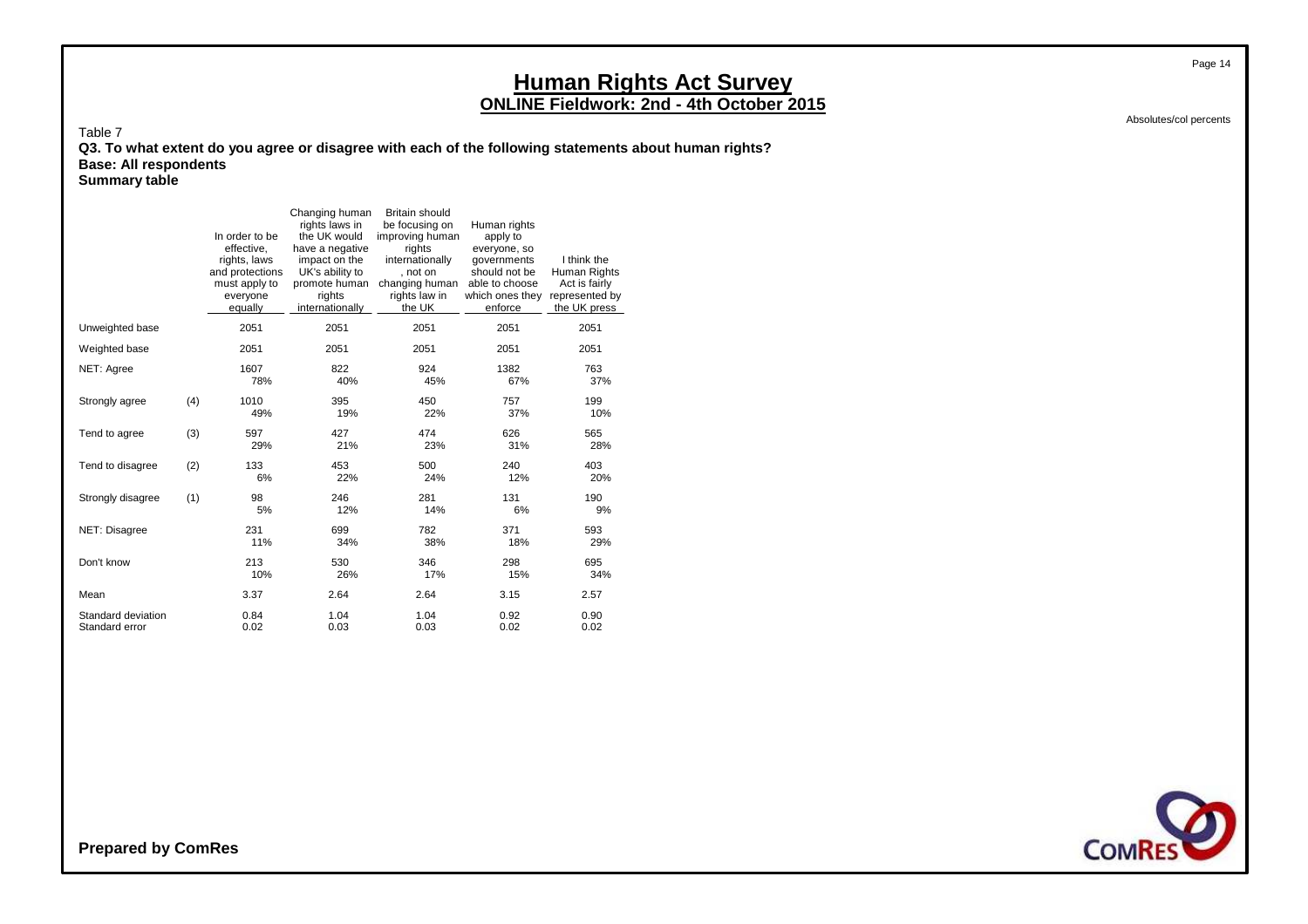# Human Rights Act Survey

## ONLINE Fieldwork: 2nd - 4th October 2015

Absolutes/col percents

Table 7

**Q3. To what extent do you agree or disagree with each of the following statements about human rights?**
**Base: All respondents**
**Summary table**

| | | In order to be effective, rights, laws and protections must apply to everyone equally | Changing human rights laws in the UK would have a negative impact on the UK's ability to promote human rights internationally | Britain should be focusing on improving human rights internationally , not on changing human rights law in the UK | Human rights apply to everyone, so governments should not be able to choose which ones they enforce | I think the Human Rights Act is fairly represented by the UK press |
|---|---|---|---|---|---|---|
| Unweighted base | | 2051 | 2051 | 2051 | 2051 | 2051 |
| Weighted base | | 2051 | 2051 | 2051 | 2051 | 2051 |
| NET: Agree | | 1607 | 822 | 924 | 1382 | 763 |
| | | 78% | 40% | 45% | 67% | 37% |
| Strongly agree | (4) | 1010 | 395 | 450 | 757 | 199 |
| | | 49% | 19% | 22% | 37% | 10% |
| Tend to agree | (3) | 597 | 427 | 474 | 626 | 565 |
| | | 29% | 21% | 23% | 31% | 28% |
| Tend to disagree | (2) | 133 | 453 | 500 | 240 | 403 |
| | | 6% | 22% | 24% | 12% | 20% |
| Strongly disagree | (1) | 98 | 246 | 281 | 131 | 190 |
| | | 5% | 12% | 14% | 6% | 9% |
| NET: Disagree | | 231 | 699 | 782 | 371 | 593 |
| | | 11% | 34% | 38% | 18% | 29% |
| Don't know | | 213 | 530 | 346 | 298 | 695 |
| | | 10% | 26% | 17% | 15% | 34% |
| Mean | | 3.37 | 2.64 | 2.64 | 3.15 | 2.57 |
| Standard deviation | | 0.84 | 1.04 | 1.04 | 0.92 | 0.90 |
| Standard error | | 0.02 | 0.03 | 0.03 | 0.02 | 0.02 |

**Prepared by ComRes**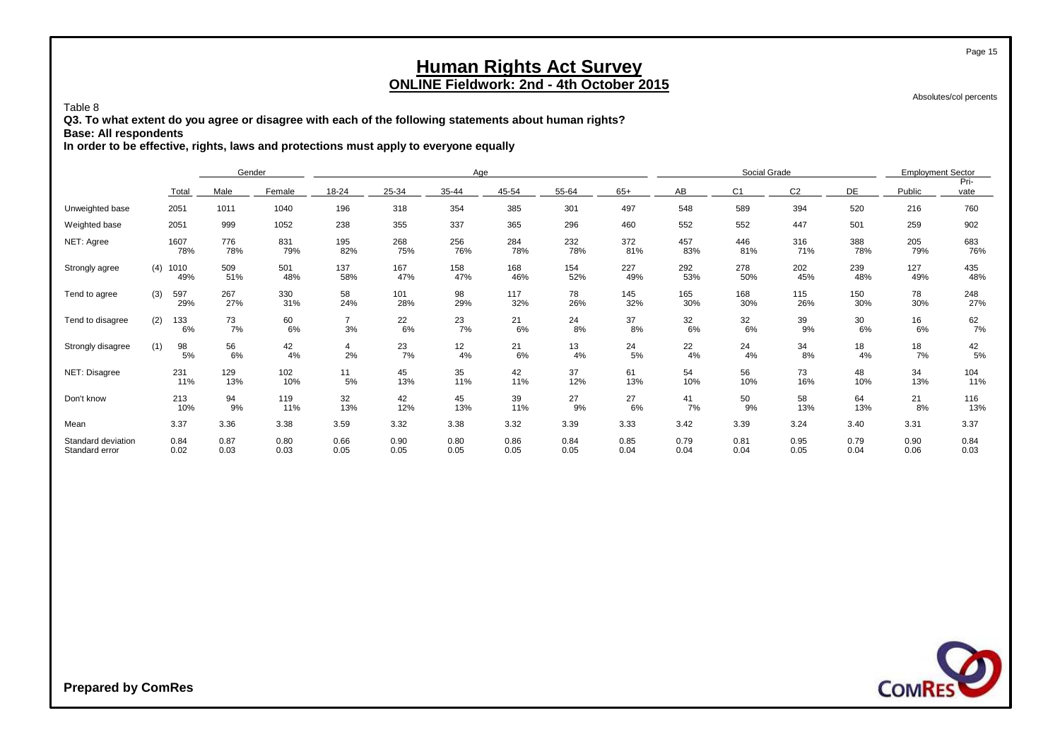# Human Rights Act Survey
## ONLINE Fieldwork: 2nd - 4th October 2015

Absolutes/col percents

Table 8

**Q3. To what extent do you agree or disagree with each of the following statements about human rights?**
**Base: All respondents**
**In order to be effective, rights, laws and protections must apply to everyone equally**

| | | Total | Gender | | Age | | | | | | Social Grade | | | | Employment Sector | |
|---|---|---|---|---|---|---|---|---|---|---|---|---|---|---|---|---|
| | | | Male | Female | 18-24 | 25-34 | 35-44 | 45-54 | 55-64 | 65+ | AB | C1 | C2 | DE | Public | Pri-vate |
| Unweighted base | | 2051 | 1011 | 1040 | 196 | 318 | 354 | 385 | 301 | 497 | 548 | 589 | 394 | 520 | 216 | 760 |
| Weighted base | | 2051 | 999 | 1052 | 238 | 355 | 337 | 365 | 296 | 460 | 552 | 552 | 447 | 501 | 259 | 902 |
| NET: Agree | | 1607 | 776 | 831 | 195 | 268 | 256 | 284 | 232 | 372 | 457 | 446 | 316 | 388 | 205 | 683 |
| | | 78% | 78% | 79% | 82% | 75% | 76% | 78% | 78% | 81% | 83% | 81% | 71% | 78% | 79% | 76% |
| Strongly agree | (4) | 1010 | 509 | 501 | 137 | 167 | 158 | 168 | 154 | 227 | 292 | 278 | 202 | 239 | 127 | 435 |
| | | 49% | 51% | 48% | 58% | 47% | 47% | 46% | 52% | 49% | 53% | 50% | 45% | 48% | 49% | 48% |
| Tend to agree | (3) | 597 | 267 | 330 | 58 | 101 | 98 | 117 | 78 | 145 | 165 | 168 | 115 | 150 | 78 | 248 |
| | | 29% | 27% | 31% | 24% | 28% | 29% | 32% | 26% | 32% | 30% | 30% | 26% | 30% | 30% | 27% |
| Tend to disagree | (2) | 133 | 73 | 60 | 7 | 22 | 23 | 21 | 24 | 37 | 32 | 32 | 39 | 30 | 16 | 62 |
| | | 6% | 7% | 6% | 3% | 6% | 7% | 6% | 8% | 8% | 6% | 6% | 9% | 6% | 6% | 7% |
| Strongly disagree | (1) | 98 | 56 | 42 | 4 | 23 | 12 | 21 | 13 | 24 | 22 | 24 | 34 | 18 | 18 | 42 |
| | | 5% | 6% | 4% | 2% | 7% | 4% | 6% | 4% | 5% | 4% | 4% | 8% | 4% | 7% | 5% |
| NET: Disagree | | 231 | 129 | 102 | 11 | 45 | 35 | 42 | 37 | 61 | 54 | 56 | 73 | 48 | 34 | 104 |
| | | 11% | 13% | 10% | 5% | 13% | 11% | 11% | 12% | 13% | 10% | 10% | 16% | 10% | 13% | 11% |
| Don't know | | 213 | 94 | 119 | 32 | 42 | 45 | 39 | 27 | 27 | 41 | 50 | 58 | 64 | 21 | 116 |
| | | 10% | 9% | 11% | 13% | 12% | 13% | 11% | 9% | 6% | 7% | 9% | 13% | 13% | 8% | 13% |
| Mean | | 3.37 | 3.36 | 3.38 | 3.59 | 3.32 | 3.38 | 3.32 | 3.39 | 3.33 | 3.42 | 3.39 | 3.24 | 3.40 | 3.31 | 3.37 |
| Standard deviation | | 0.84 | 0.87 | 0.80 | 0.66 | 0.90 | 0.80 | 0.86 | 0.84 | 0.85 | 0.79 | 0.81 | 0.95 | 0.79 | 0.90 | 0.84 |
| Standard error | | 0.02 | 0.03 | 0.03 | 0.05 | 0.05 | 0.05 | 0.05 | 0.05 | 0.04 | 0.04 | 0.04 | 0.05 | 0.04 | 0.06 | 0.03 |

**Prepared by ComRes**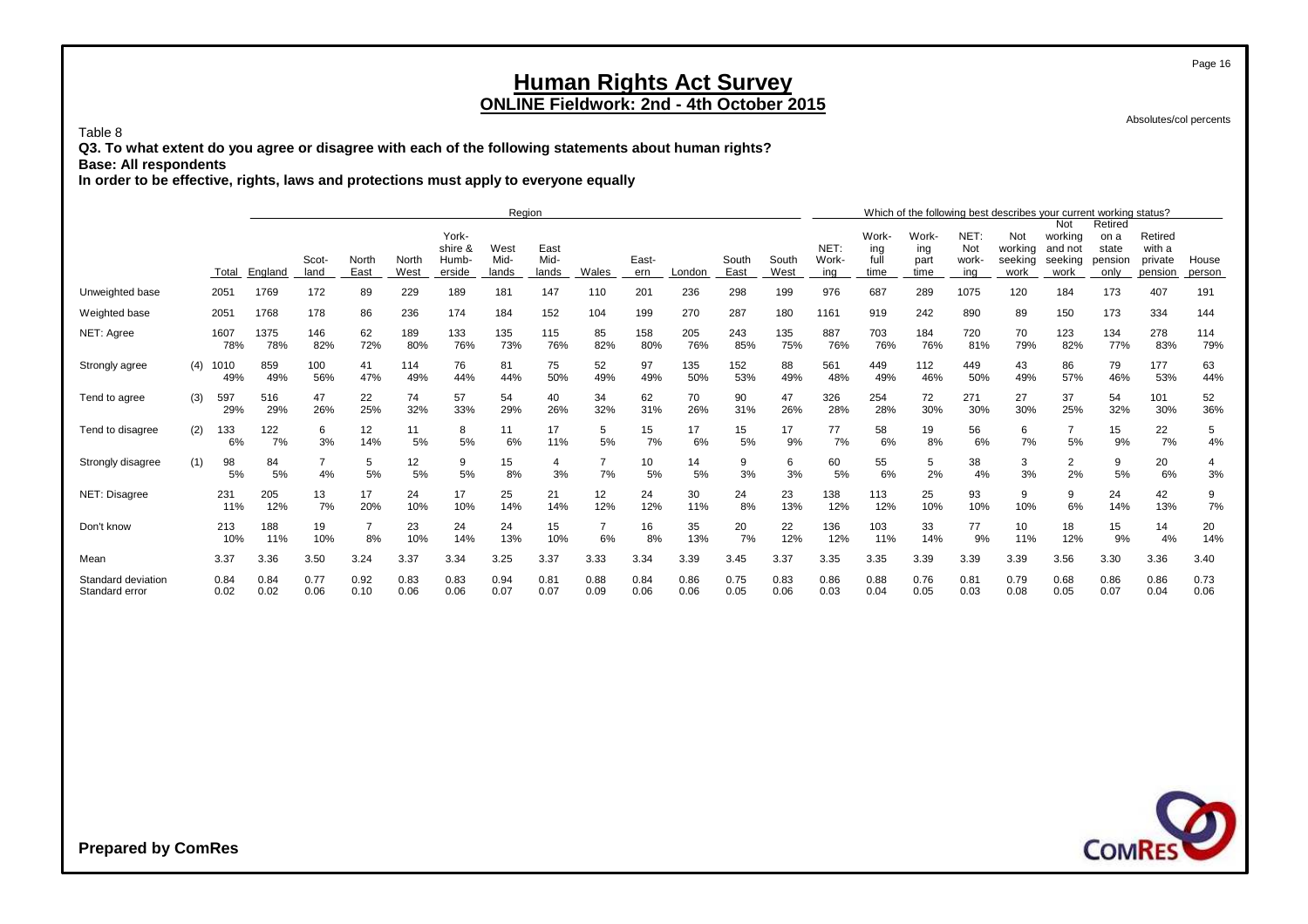# Human Rights Act Survey

## ONLINE Fieldwork: 2nd - 4th October 2015

Absolutes/col percents

Table 8

**Q3. To what extent do you agree or disagree with each of the following statements about human rights?**

**Base: All respondents**

**In order to be effective, rights, laws and protections must apply to everyone equally**

| | | | Region | | | | | | | | | | | | Which of the following best describes your current working status? | | | | | | | | |
|---|---|---|---|---|---|---|---|---|---|---|---|---|---|---|---|---|---|---|---|---|---|---|---|
| | | Total | England | Scot-land | North East | North West | York-shire & Humb-erside | West Mid-lands | East Mid-lands | Wales | East-ern | London | South East | South West | NET: Work-ing | Work-ing full time | Work-ing part time | NET: Not work-ing | Not working seeking work | Not working and not seeking work | Retired on a state pension only | Retired with a private pension | House person |
| Unweighted base | | 2051 | 1769 | 172 | 89 | 229 | 189 | 181 | 147 | 110 | 201 | 236 | 298 | 199 | 976 | 687 | 289 | 1075 | 120 | 184 | 173 | 407 | 191 |
| Weighted base | | 2051 | 1768 | 178 | 86 | 236 | 174 | 184 | 152 | 104 | 199 | 270 | 287 | 180 | 1161 | 919 | 242 | 890 | 89 | 150 | 173 | 334 | 144 |
| NET: Agree | | 1607 | 1375 | 146 | 62 | 189 | 133 | 135 | 115 | 85 | 158 | 205 | 243 | 135 | 887 | 703 | 184 | 720 | 70 | 123 | 134 | 278 | 114 |
| | | 78% | 78% | 82% | 72% | 80% | 76% | 73% | 76% | 82% | 80% | 76% | 85% | 75% | 76% | 76% | 76% | 81% | 79% | 82% | 77% | 83% | 79% |
| Strongly agree | (4) | 1010 | 859 | 100 | 41 | 114 | 76 | 81 | 75 | 52 | 97 | 135 | 152 | 88 | 561 | 449 | 112 | 449 | 43 | 86 | 79 | 177 | 63 |
| | | 49% | 49% | 56% | 47% | 49% | 44% | 44% | 50% | 49% | 49% | 50% | 53% | 49% | 48% | 49% | 46% | 50% | 49% | 57% | 46% | 53% | 44% |
| Tend to agree | (3) | 597 | 516 | 47 | 22 | 74 | 57 | 54 | 40 | 34 | 62 | 70 | 90 | 47 | 326 | 254 | 72 | 271 | 27 | 37 | 54 | 101 | 52 |
| | | 29% | 29% | 26% | 25% | 32% | 33% | 29% | 26% | 32% | 31% | 26% | 31% | 26% | 28% | 28% | 30% | 30% | 30% | 25% | 32% | 30% | 36% |
| Tend to disagree | (2) | 133 | 122 | 6 | 12 | 11 | 8 | 11 | 17 | 5 | 15 | 17 | 15 | 17 | 77 | 58 | 19 | 56 | 6 | 7 | 15 | 22 | 5 |
| | | 6% | 7% | 3% | 14% | 5% | 5% | 6% | 11% | 5% | 7% | 6% | 5% | 9% | 7% | 6% | 8% | 6% | 7% | 5% | 9% | 7% | 4% |
| Strongly disagree | (1) | 98 | 84 | 7 | 5 | 12 | 9 | 15 | 4 | 7 | 10 | 14 | 9 | 6 | 60 | 55 | 5 | 38 | 3 | 2 | 9 | 20 | 4 |
| | | 5% | 5% | 4% | 5% | 5% | 5% | 8% | 3% | 7% | 5% | 5% | 3% | 3% | 5% | 6% | 2% | 4% | 3% | 2% | 5% | 6% | 3% |
| NET: Disagree | | 231 | 205 | 13 | 17 | 24 | 17 | 25 | 21 | 12 | 24 | 30 | 24 | 23 | 138 | 113 | 25 | 93 | 9 | 9 | 24 | 42 | 9 |
| | | 11% | 12% | 7% | 20% | 10% | 10% | 14% | 14% | 12% | 12% | 11% | 8% | 13% | 12% | 12% | 10% | 10% | 10% | 6% | 14% | 13% | 7% |
| Don't know | | 213 | 188 | 19 | 7 | 23 | 24 | 24 | 15 | 7 | 16 | 35 | 20 | 22 | 136 | 103 | 33 | 77 | 10 | 18 | 15 | 14 | 20 |
| | | 10% | 11% | 10% | 8% | 10% | 14% | 13% | 10% | 6% | 8% | 13% | 7% | 12% | 12% | 11% | 14% | 9% | 11% | 12% | 9% | 4% | 14% |
| Mean | | 3.37 | 3.36 | 3.50 | 3.24 | 3.37 | 3.34 | 3.25 | 3.37 | 3.33 | 3.34 | 3.39 | 3.45 | 3.37 | 3.35 | 3.35 | 3.39 | 3.39 | 3.39 | 3.56 | 3.30 | 3.36 | 3.40 |
| Standard deviation | | 0.84 | 0.84 | 0.77 | 0.92 | 0.83 | 0.83 | 0.94 | 0.81 | 0.88 | 0.84 | 0.86 | 0.75 | 0.83 | 0.86 | 0.88 | 0.76 | 0.81 | 0.79 | 0.68 | 0.86 | 0.86 | 0.73 |
| Standard error | | 0.02 | 0.02 | 0.06 | 0.10 | 0.06 | 0.06 | 0.07 | 0.07 | 0.09 | 0.06 | 0.06 | 0.05 | 0.06 | 0.03 | 0.04 | 0.05 | 0.03 | 0.08 | 0.05 | 0.07 | 0.04 | 0.06 |

**Prepared by ComRes**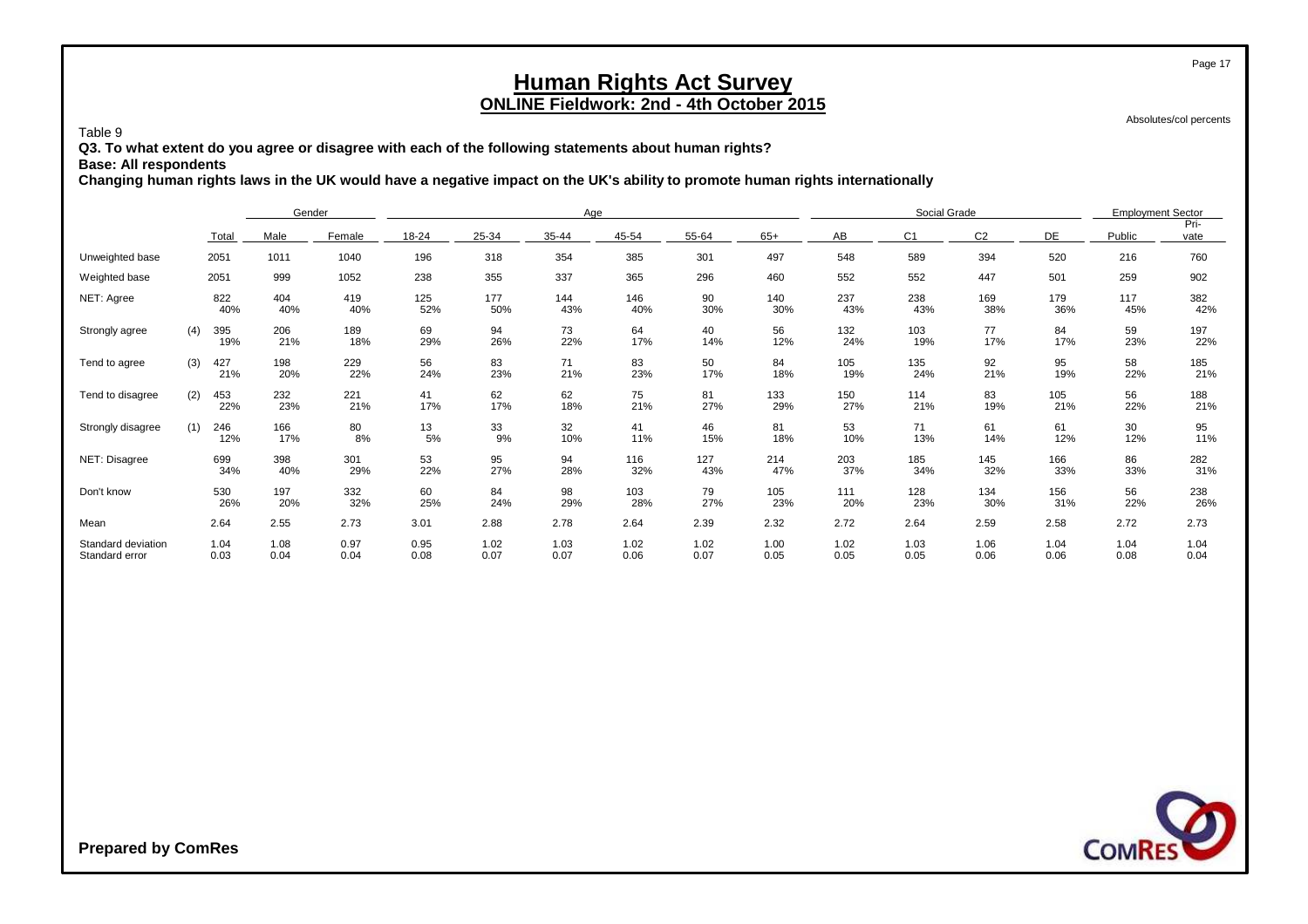# Human Rights Act Survey

## ONLINE Fieldwork: 2nd - 4th October 2015

Absolutes/col percents

Table 9

**Q3. To what extent do you agree or disagree with each of the following statements about human rights?**

**Base: All respondents**

**Changing human rights laws in the UK would have a negative impact on the UK's ability to promote human rights internationally**

| | | | Gender | | Age | | | | | | Social Grade | | | | Employment Sector | |
|---|---|---|---|---|---|---|---|---|---|---|---|---|---|---|---|---|
| | | Total | Male | Female | 18-24 | 25-34 | 35-44 | 45-54 | 55-64 | 65+ | AB | C1 | C2 | DE | Public | Pri-vate |
| Unweighted base | | 2051 | 1011 | 1040 | 196 | 318 | 354 | 385 | 301 | 497 | 548 | 589 | 394 | 520 | 216 | 760 |
| Weighted base | | 2051 | 999 | 1052 | 238 | 355 | 337 | 365 | 296 | 460 | 552 | 552 | 447 | 501 | 259 | 902 |
| NET: Agree | | 822 | 404 | 419 | 125 | 177 | 144 | 146 | 90 | 140 | 237 | 238 | 169 | 179 | 117 | 382 |
| | | 40% | 40% | 40% | 52% | 50% | 43% | 40% | 30% | 30% | 43% | 43% | 38% | 36% | 45% | 42% |
| Strongly agree | (4) | 395 | 206 | 189 | 69 | 94 | 73 | 64 | 40 | 56 | 132 | 103 | 77 | 84 | 59 | 197 |
| | | 19% | 21% | 18% | 29% | 26% | 22% | 17% | 14% | 12% | 24% | 19% | 17% | 17% | 23% | 22% |
| Tend to agree | (3) | 427 | 198 | 229 | 56 | 83 | 71 | 83 | 50 | 84 | 105 | 135 | 92 | 95 | 58 | 185 |
| | | 21% | 20% | 22% | 24% | 23% | 21% | 23% | 17% | 18% | 19% | 24% | 21% | 19% | 22% | 21% |
| Tend to disagree | (2) | 453 | 232 | 221 | 41 | 62 | 62 | 75 | 81 | 133 | 150 | 114 | 83 | 105 | 56 | 188 |
| | | 22% | 23% | 21% | 17% | 17% | 18% | 21% | 27% | 29% | 27% | 21% | 19% | 21% | 22% | 21% |
| Strongly disagree | (1) | 246 | 166 | 80 | 13 | 33 | 32 | 41 | 46 | 81 | 53 | 71 | 61 | 61 | 30 | 95 |
| | | 12% | 17% | 8% | 5% | 9% | 10% | 11% | 15% | 18% | 10% | 13% | 14% | 12% | 12% | 11% |
| NET: Disagree | | 699 | 398 | 301 | 53 | 95 | 94 | 116 | 127 | 214 | 203 | 185 | 145 | 166 | 86 | 282 |
| | | 34% | 40% | 29% | 22% | 27% | 28% | 32% | 43% | 47% | 37% | 34% | 32% | 33% | 33% | 31% |
| Don't know | | 530 | 197 | 332 | 60 | 84 | 98 | 103 | 79 | 105 | 111 | 128 | 134 | 156 | 56 | 238 |
| | | 26% | 20% | 32% | 25% | 24% | 29% | 28% | 27% | 23% | 20% | 23% | 30% | 31% | 22% | 26% |
| Mean | | 2.64 | 2.55 | 2.73 | 3.01 | 2.88 | 2.78 | 2.64 | 2.39 | 2.32 | 2.72 | 2.64 | 2.59 | 2.58 | 2.72 | 2.73 |
| Standard deviation | | 1.04 | 1.08 | 0.97 | 0.95 | 1.02 | 1.03 | 1.02 | 1.02 | 1.00 | 1.02 | 1.03 | 1.06 | 1.04 | 1.04 | 1.04 |
| Standard error | | 0.03 | 0.04 | 0.04 | 0.08 | 0.07 | 0.07 | 0.06 | 0.07 | 0.05 | 0.05 | 0.05 | 0.06 | 0.06 | 0.08 | 0.04 |

**Prepared by ComRes**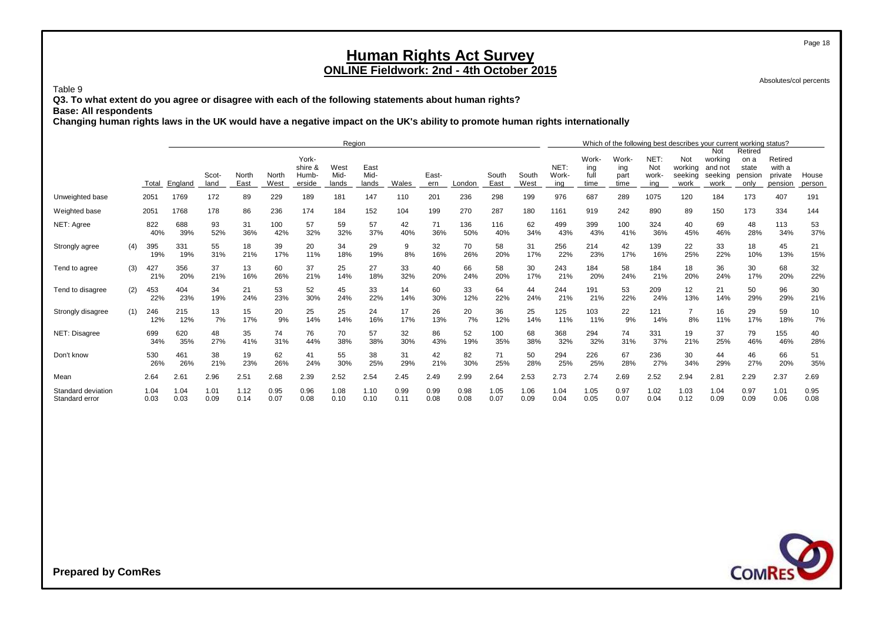# Human Rights Act Survey

## ONLINE Fieldwork: 2nd - 4th October 2015

Absolutes/col percents

Table 9

**Q3. To what extent do you agree or disagree with each of the following statements about human rights?**

**Base: All respondents**

**Changing human rights laws in the UK would have a negative impact on the UK's ability to promote human rights internationally**

| | | | Region | | | | | | | | | | | | | Which of the following best describes your current working status? | | | | | | | | | |
|---|---|---|---|---|---|---|---|---|---|---|---|---|---|---|---|---|---|---|---|---|---|---|---|---|---|
| | | Total | England | Scot-land | North East | North West | York-shire & Humb-erside | West Mid-lands | East Mid-lands | Wales | East-ern | London | South East | South West | NET: Work-ing | Work-ing full time | Work-ing part time | NET: Not work-ing | Not working seeking work | Not working and not seeking work | Retired on a state pension only | Retired with a private pension | House person |
| Unweighted base | | 2051 | 1769 | 172 | 89 | 229 | 189 | 181 | 147 | 110 | 201 | 236 | 298 | 199 | 976 | 687 | 289 | 1075 | 120 | 184 | 173 | 407 | 191 |
| Weighted base | | 2051 | 1768 | 178 | 86 | 236 | 174 | 184 | 152 | 104 | 199 | 270 | 287 | 180 | 1161 | 919 | 242 | 890 | 89 | 150 | 173 | 334 | 144 |
| NET: Agree | | 822 | 688 | 93 | 31 | 100 | 57 | 59 | 57 | 42 | 71 | 136 | 116 | 62 | 499 | 399 | 100 | 324 | 40 | 69 | 48 | 113 | 53 |
| | | 40% | 39% | 52% | 36% | 42% | 32% | 32% | 37% | 40% | 36% | 50% | 40% | 34% | 43% | 43% | 41% | 36% | 45% | 46% | 28% | 34% | 37% |
| Strongly agree | (4) | 395 | 331 | 55 | 18 | 39 | 20 | 34 | 29 | 9 | 32 | 70 | 58 | 31 | 256 | 214 | 42 | 139 | 22 | 33 | 18 | 45 | 21 |
| | | 19% | 19% | 31% | 21% | 17% | 11% | 18% | 19% | 8% | 16% | 26% | 20% | 17% | 22% | 23% | 17% | 16% | 25% | 22% | 10% | 13% | 15% |
| Tend to agree | (3) | 427 | 356 | 37 | 13 | 60 | 37 | 25 | 27 | 33 | 40 | 66 | 58 | 30 | 243 | 184 | 58 | 184 | 18 | 36 | 30 | 68 | 32 |
| | | 21% | 20% | 21% | 16% | 26% | 21% | 14% | 18% | 32% | 20% | 24% | 20% | 17% | 21% | 20% | 24% | 21% | 20% | 24% | 17% | 20% | 22% |
| Tend to disagree | (2) | 453 | 404 | 34 | 21 | 53 | 52 | 45 | 33 | 14 | 60 | 33 | 64 | 44 | 244 | 191 | 53 | 209 | 12 | 21 | 50 | 96 | 30 |
| | | 22% | 23% | 19% | 24% | 23% | 30% | 24% | 22% | 14% | 30% | 12% | 22% | 24% | 21% | 21% | 22% | 24% | 13% | 14% | 29% | 29% | 21% |
| Strongly disagree | (1) | 246 | 215 | 13 | 15 | 20 | 25 | 25 | 24 | 17 | 26 | 20 | 36 | 25 | 125 | 103 | 22 | 121 | 7 | 16 | 29 | 59 | 10 |
| | | 12% | 12% | 7% | 17% | 9% | 14% | 14% | 16% | 17% | 13% | 7% | 12% | 14% | 11% | 11% | 9% | 14% | 8% | 11% | 17% | 18% | 7% |
| NET: Disagree | | 699 | 620 | 48 | 35 | 74 | 76 | 70 | 57 | 32 | 86 | 52 | 100 | 68 | 368 | 294 | 74 | 331 | 19 | 37 | 79 | 155 | 40 |
| | | 34% | 35% | 27% | 41% | 31% | 44% | 38% | 38% | 30% | 43% | 19% | 35% | 38% | 32% | 32% | 31% | 37% | 21% | 25% | 46% | 46% | 28% |
| Don't know | | 530 | 461 | 38 | 19 | 62 | 41 | 55 | 38 | 31 | 42 | 82 | 71 | 50 | 294 | 226 | 67 | 236 | 30 | 44 | 46 | 66 | 51 |
| | | 26% | 26% | 21% | 23% | 26% | 24% | 30% | 25% | 29% | 21% | 30% | 25% | 28% | 25% | 25% | 28% | 27% | 34% | 29% | 27% | 20% | 35% |
| Mean | | 2.64 | 2.61 | 2.96 | 2.51 | 2.68 | 2.39 | 2.52 | 2.54 | 2.45 | 2.49 | 2.99 | 2.64 | 2.53 | 2.73 | 2.74 | 2.69 | 2.52 | 2.94 | 2.81 | 2.29 | 2.37 | 2.69 |
| Standard deviation | | 1.04 | 1.04 | 1.01 | 1.12 | 0.95 | 0.96 | 1.08 | 1.10 | 0.99 | 0.99 | 0.98 | 1.05 | 1.06 | 1.04 | 1.05 | 0.97 | 1.02 | 1.03 | 1.04 | 0.97 | 1.01 | 0.95 |
| Standard error | | 0.03 | 0.03 | 0.09 | 0.14 | 0.07 | 0.08 | 0.10 | 0.10 | 0.11 | 0.08 | 0.08 | 0.07 | 0.09 | 0.04 | 0.05 | 0.07 | 0.04 | 0.12 | 0.09 | 0.09 | 0.06 | 0.08 |

**Prepared by ComRes**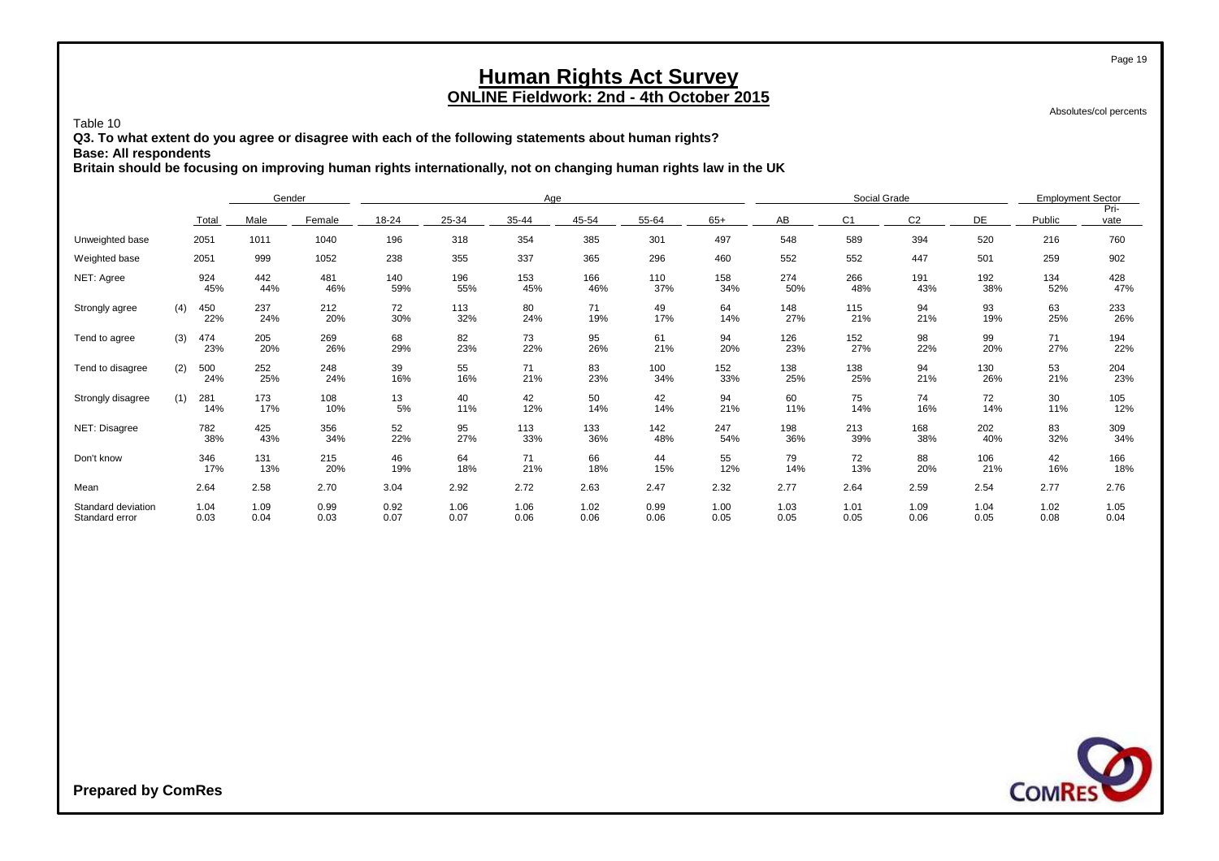# Human Rights Act Survey

## ONLINE Fieldwork: 2nd - 4th October 2015

Absolutes/col percents

Table 10

**Q3. To what extent do you agree or disagree with each of the following statements about human rights?**

**Base: All respondents**

**Britain should be focusing on improving human rights internationally, not on changing human rights law in the UK**

| | | Total | Gender | | Age | | | | | | Social Grade | | | | Employment Sector | |
|---|---|---|---|---|---|---|---|---|---|---|---|---|---|---|---|---|
| | | | Male | Female | 18-24 | 25-34 | 35-44 | 45-54 | 55-64 | 65+ | AB | C1 | C2 | DE | Public | Pri-vate |
| Unweighted base | | 2051 | 1011 | 1040 | 196 | 318 | 354 | 385 | 301 | 497 | 548 | 589 | 394 | 520 | 216 | 760 |
| Weighted base | | 2051 | 999 | 1052 | 238 | 355 | 337 | 365 | 296 | 460 | 552 | 552 | 447 | 501 | 259 | 902 |
| NET: Agree | | 924 | 442 | 481 | 140 | 196 | 153 | 166 | 110 | 158 | 274 | 266 | 191 | 192 | 134 | 428 |
| | | 45% | 44% | 46% | 59% | 55% | 45% | 46% | 37% | 34% | 50% | 48% | 43% | 38% | 52% | 47% |
| Strongly agree | (4) | 450 | 237 | 212 | 72 | 113 | 80 | 71 | 49 | 64 | 148 | 115 | 94 | 93 | 63 | 233 |
| | | 22% | 24% | 20% | 30% | 32% | 24% | 19% | 17% | 14% | 27% | 21% | 21% | 19% | 25% | 26% |
| Tend to agree | (3) | 474 | 205 | 269 | 68 | 82 | 73 | 95 | 61 | 94 | 126 | 152 | 98 | 99 | 71 | 194 |
| | | 23% | 20% | 26% | 29% | 23% | 22% | 26% | 21% | 20% | 23% | 27% | 22% | 20% | 27% | 22% |
| Tend to disagree | (2) | 500 | 252 | 248 | 39 | 55 | 71 | 83 | 100 | 152 | 138 | 138 | 94 | 130 | 53 | 204 |
| | | 24% | 25% | 24% | 16% | 16% | 21% | 23% | 34% | 33% | 25% | 25% | 21% | 26% | 21% | 23% |
| Strongly disagree | (1) | 281 | 173 | 108 | 13 | 40 | 42 | 50 | 42 | 94 | 60 | 75 | 74 | 72 | 30 | 105 |
| | | 14% | 17% | 10% | 5% | 11% | 12% | 14% | 14% | 21% | 11% | 14% | 16% | 14% | 11% | 12% |
| NET: Disagree | | 782 | 425 | 356 | 52 | 95 | 113 | 133 | 142 | 247 | 198 | 213 | 168 | 202 | 83 | 309 |
| | | 38% | 43% | 34% | 22% | 27% | 33% | 36% | 48% | 54% | 36% | 39% | 38% | 40% | 32% | 34% |
| Don't know | | 346 | 131 | 215 | 46 | 64 | 71 | 66 | 44 | 55 | 79 | 72 | 88 | 106 | 42 | 166 |
| | | 17% | 13% | 20% | 19% | 18% | 21% | 18% | 15% | 12% | 14% | 13% | 20% | 21% | 16% | 18% |
| Mean | | 2.64 | 2.58 | 2.70 | 3.04 | 2.92 | 2.72 | 2.63 | 2.47 | 2.32 | 2.77 | 2.64 | 2.59 | 2.54 | 2.77 | 2.76 |
| Standard deviation | | 1.04 | 1.09 | 0.99 | 0.92 | 1.06 | 1.06 | 1.02 | 0.99 | 1.00 | 1.03 | 1.01 | 1.09 | 1.04 | 1.02 | 1.05 |
| Standard error | | 0.03 | 0.04 | 0.03 | 0.07 | 0.07 | 0.06 | 0.06 | 0.06 | 0.05 | 0.05 | 0.05 | 0.06 | 0.05 | 0.08 | 0.04 |

**Prepared by ComRes**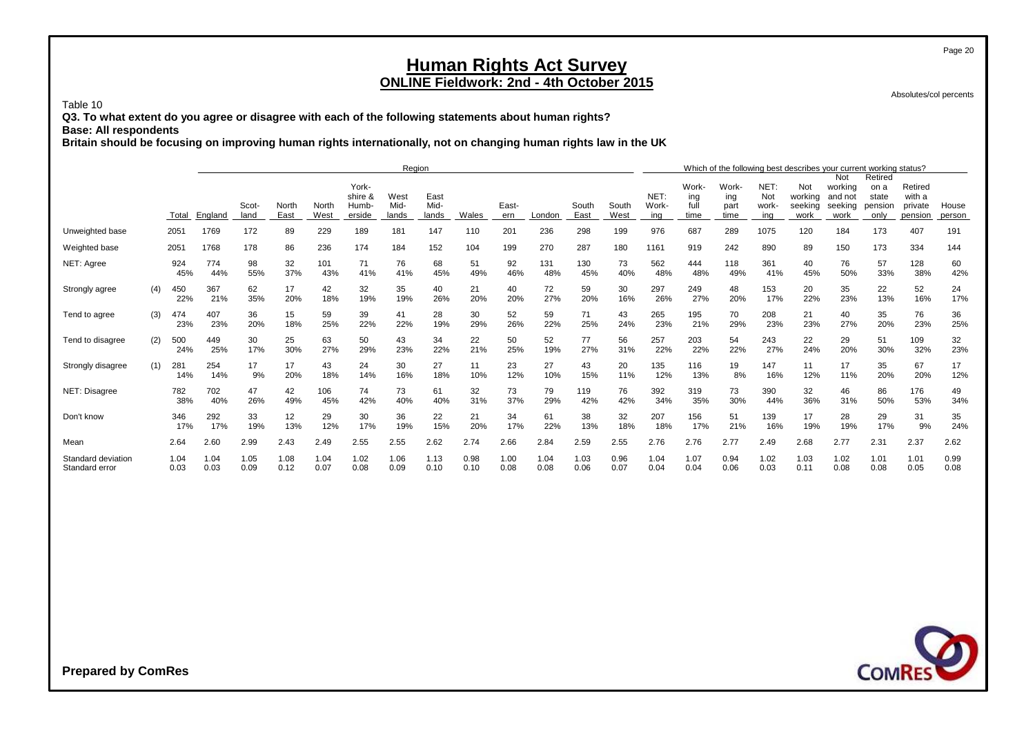# Human Rights Act Survey
## ONLINE Fieldwork: 2nd - 4th October 2015

Absolutes/col percents

Table 10

**Q3. To what extent do you agree or disagree with each of the following statements about human rights?**
**Base: All respondents**
**Britain should be focusing on improving human rights internationally, not on changing human rights law in the UK**

| | | | Region | | | | | | | | | | | | | Which of the following best describes your current working status? | | | | | | | | | |
|---|---|---|---|---|---|---|---|---|---|---|---|---|---|---|---|---|---|---|---|---|---|---|---|---|---|
| | | Total | England | Scotland | North East | North West | Yorkshire & Humberside | West Midlands | East Midlands | Wales | Eastern | London | South East | South West | NET: Working | Working full time | Working part time | NET: Not working | Not working seeking work | Not working and not seeking work | Retired on a state pension only | Retired with a private pension | House person |
| Unweighted base | | 2051 | 1769 | 172 | 89 | 229 | 189 | 181 | 147 | 110 | 201 | 236 | 298 | 199 | 976 | 687 | 289 | 1075 | 120 | 184 | 173 | 407 | 191 |
| Weighted base | | 2051 | 1768 | 178 | 86 | 236 | 174 | 184 | 152 | 104 | 199 | 270 | 287 | 180 | 1161 | 919 | 242 | 890 | 89 | 150 | 173 | 334 | 144 |
| NET: Agree | | 924 | 774 | 98 | 32 | 101 | 71 | 76 | 68 | 51 | 92 | 131 | 130 | 73 | 562 | 444 | 118 | 361 | 40 | 76 | 57 | 128 | 60 |
| | | 45% | 44% | 55% | 37% | 43% | 41% | 41% | 45% | 49% | 46% | 48% | 45% | 40% | 48% | 48% | 49% | 41% | 45% | 50% | 33% | 38% | 42% |
| Strongly agree | (4) | 450 | 367 | 62 | 17 | 42 | 32 | 35 | 40 | 21 | 40 | 72 | 59 | 30 | 297 | 249 | 48 | 153 | 20 | 35 | 22 | 52 | 24 |
| | | 22% | 21% | 35% | 20% | 18% | 19% | 19% | 26% | 20% | 20% | 27% | 20% | 16% | 26% | 27% | 20% | 17% | 22% | 23% | 13% | 16% | 17% |
| Tend to agree | (3) | 474 | 407 | 36 | 15 | 59 | 39 | 41 | 28 | 30 | 52 | 59 | 71 | 43 | 265 | 195 | 70 | 208 | 21 | 40 | 35 | 76 | 36 |
| | | 23% | 23% | 20% | 18% | 25% | 22% | 22% | 19% | 29% | 26% | 22% | 25% | 24% | 23% | 21% | 29% | 23% | 23% | 27% | 20% | 23% | 25% |
| Tend to disagree | (2) | 500 | 449 | 30 | 25 | 63 | 50 | 43 | 34 | 22 | 50 | 52 | 77 | 56 | 257 | 203 | 54 | 243 | 22 | 29 | 51 | 109 | 32 |
| | | 24% | 25% | 17% | 30% | 27% | 29% | 23% | 22% | 21% | 25% | 19% | 27% | 31% | 22% | 22% | 22% | 27% | 24% | 20% | 30% | 32% | 23% |
| Strongly disagree | (1) | 281 | 254 | 17 | 17 | 43 | 24 | 30 | 27 | 11 | 23 | 27 | 43 | 20 | 135 | 116 | 19 | 147 | 11 | 17 | 35 | 67 | 17 |
| | | 14% | 14% | 9% | 20% | 18% | 14% | 16% | 18% | 10% | 12% | 10% | 15% | 11% | 12% | 13% | 8% | 16% | 12% | 11% | 20% | 20% | 12% |
| NET: Disagree | | 782 | 702 | 47 | 42 | 106 | 74 | 73 | 61 | 32 | 73 | 79 | 119 | 76 | 392 | 319 | 73 | 390 | 32 | 46 | 86 | 176 | 49 |
| | | 38% | 40% | 26% | 49% | 45% | 42% | 40% | 40% | 31% | 37% | 29% | 42% | 42% | 34% | 35% | 30% | 44% | 36% | 31% | 50% | 53% | 34% |
| Don't know | | 346 | 292 | 33 | 12 | 29 | 30 | 36 | 22 | 21 | 34 | 61 | 38 | 32 | 207 | 156 | 51 | 139 | 17 | 28 | 29 | 31 | 35 |
| | | 17% | 17% | 19% | 13% | 12% | 17% | 19% | 15% | 20% | 17% | 22% | 13% | 18% | 18% | 17% | 21% | 16% | 19% | 19% | 17% | 9% | 24% |
| Mean | | 2.64 | 2.60 | 2.99 | 2.43 | 2.49 | 2.55 | 2.55 | 2.62 | 2.74 | 2.66 | 2.84 | 2.59 | 2.55 | 2.76 | 2.76 | 2.77 | 2.49 | 2.68 | 2.77 | 2.31 | 2.37 | 2.62 |
| Standard deviation | | 1.04 | 1.04 | 1.05 | 1.08 | 1.04 | 1.02 | 1.06 | 1.13 | 0.98 | 1.00 | 1.04 | 1.03 | 0.96 | 1.04 | 1.07 | 0.94 | 1.02 | 1.03 | 1.02 | 1.01 | 1.01 | 0.99 |
| Standard error | | 0.03 | 0.03 | 0.09 | 0.12 | 0.07 | 0.08 | 0.09 | 0.10 | 0.10 | 0.08 | 0.08 | 0.06 | 0.07 | 0.04 | 0.04 | 0.06 | 0.03 | 0.11 | 0.08 | 0.08 | 0.05 | 0.08 |

**Prepared by ComRes**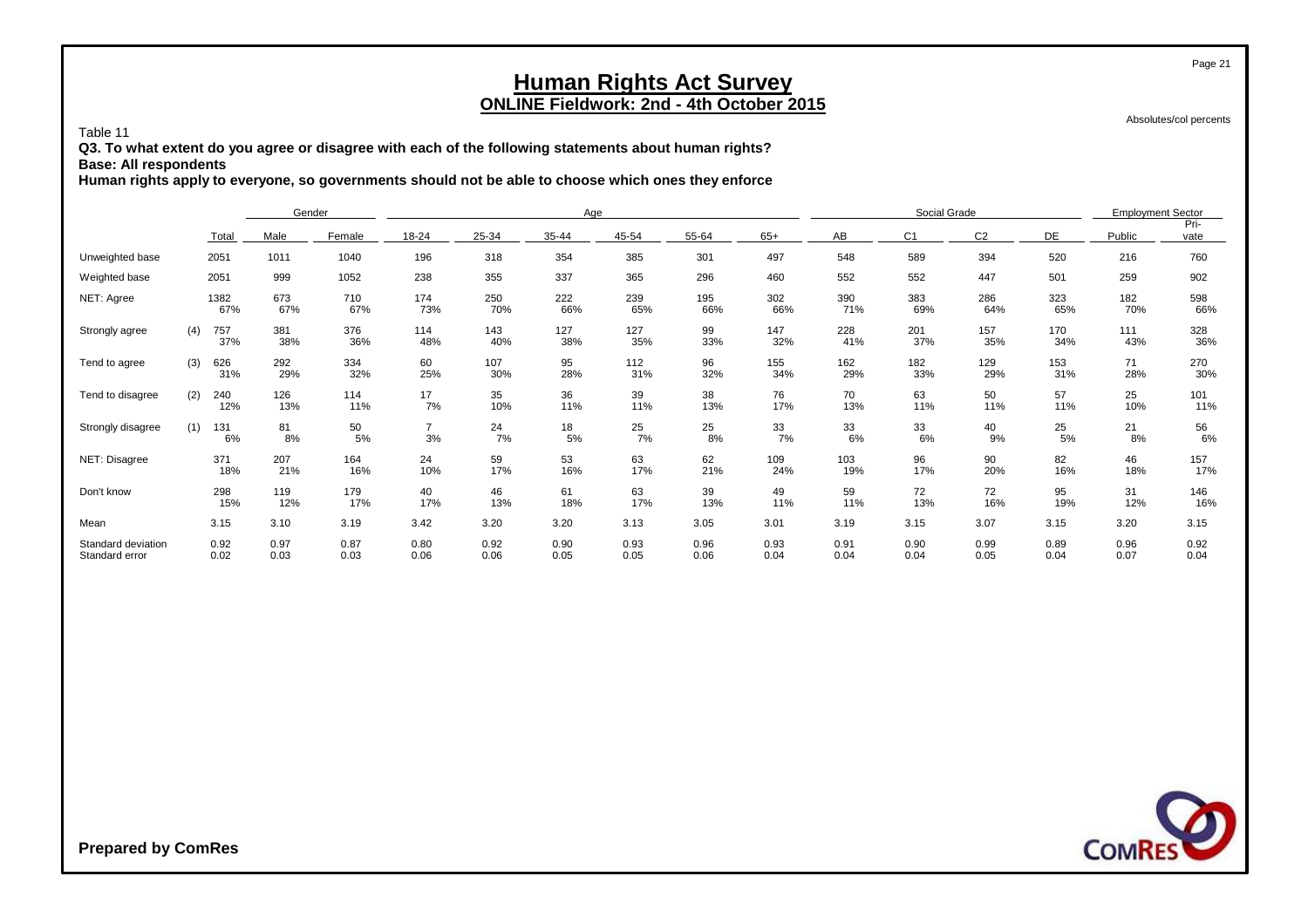# Human Rights Act Survey

## ONLINE Fieldwork: 2nd - 4th October 2015

Absolutes/col percents

Table 11

**Q3. To what extent do you agree or disagree with each of the following statements about human rights?**

**Base: All respondents**

**Human rights apply to everyone, so governments should not be able to choose which ones they enforce**

| | | | Gender | | Age | | | | | | Social Grade | | | | Employment Sector | |
|---|---|---|---|---|---|---|---|---|---|---|---|---|---|---|---|---|
| | | Total | Male | Female | 18-24 | 25-34 | 35-44 | 45-54 | 55-64 | 65+ | AB | C1 | C2 | DE | Public | Pri-vate |
| Unweighted base | | 2051 | 1011 | 1040 | 196 | 318 | 354 | 385 | 301 | 497 | 548 | 589 | 394 | 520 | 216 | 760 |
| Weighted base | | 2051 | 999 | 1052 | 238 | 355 | 337 | 365 | 296 | 460 | 552 | 552 | 447 | 501 | 259 | 902 |
| NET: Agree | | 1382 | 673 | 710 | 174 | 250 | 222 | 239 | 195 | 302 | 390 | 383 | 286 | 323 | 182 | 598 |
| | | 67% | 67% | 67% | 73% | 70% | 66% | 65% | 66% | 66% | 71% | 69% | 64% | 65% | 70% | 66% |
| Strongly agree | (4) | 757 | 381 | 376 | 114 | 143 | 127 | 127 | 99 | 147 | 228 | 201 | 157 | 170 | 111 | 328 |
| | | 37% | 38% | 36% | 48% | 40% | 38% | 35% | 33% | 32% | 41% | 37% | 35% | 34% | 43% | 36% |
| Tend to agree | (3) | 626 | 292 | 334 | 60 | 107 | 95 | 112 | 96 | 155 | 162 | 182 | 129 | 153 | 71 | 270 |
| | | 31% | 29% | 32% | 25% | 30% | 28% | 31% | 32% | 34% | 29% | 33% | 29% | 31% | 28% | 30% |
| Tend to disagree | (2) | 240 | 126 | 114 | 17 | 35 | 36 | 39 | 38 | 76 | 70 | 63 | 50 | 57 | 25 | 101 |
| | | 12% | 13% | 11% | 7% | 10% | 11% | 11% | 13% | 17% | 13% | 11% | 11% | 11% | 10% | 11% |
| Strongly disagree | (1) | 131 | 81 | 50 | 7 | 24 | 18 | 25 | 25 | 33 | 33 | 33 | 40 | 25 | 21 | 56 |
| | | 6% | 8% | 5% | 3% | 7% | 5% | 7% | 8% | 7% | 6% | 6% | 9% | 5% | 8% | 6% |
| NET: Disagree | | 371 | 207 | 164 | 24 | 59 | 53 | 63 | 62 | 109 | 103 | 96 | 90 | 82 | 46 | 157 |
| | | 18% | 21% | 16% | 10% | 17% | 16% | 17% | 21% | 24% | 19% | 17% | 20% | 16% | 18% | 17% |
| Don't know | | 298 | 119 | 179 | 40 | 46 | 61 | 63 | 39 | 49 | 59 | 72 | 72 | 95 | 31 | 146 |
| | | 15% | 12% | 17% | 17% | 13% | 18% | 17% | 13% | 11% | 11% | 13% | 16% | 19% | 12% | 16% |
| Mean | | 3.15 | 3.10 | 3.19 | 3.42 | 3.20 | 3.20 | 3.13 | 3.05 | 3.01 | 3.19 | 3.15 | 3.07 | 3.15 | 3.20 | 3.15 |
| Standard deviation | | 0.92 | 0.97 | 0.87 | 0.80 | 0.92 | 0.90 | 0.93 | 0.96 | 0.93 | 0.91 | 0.90 | 0.99 | 0.89 | 0.96 | 0.92 |
| Standard error | | 0.02 | 0.03 | 0.03 | 0.06 | 0.06 | 0.05 | 0.05 | 0.06 | 0.04 | 0.04 | 0.04 | 0.05 | 0.04 | 0.07 | 0.04 |

**Prepared by ComRes**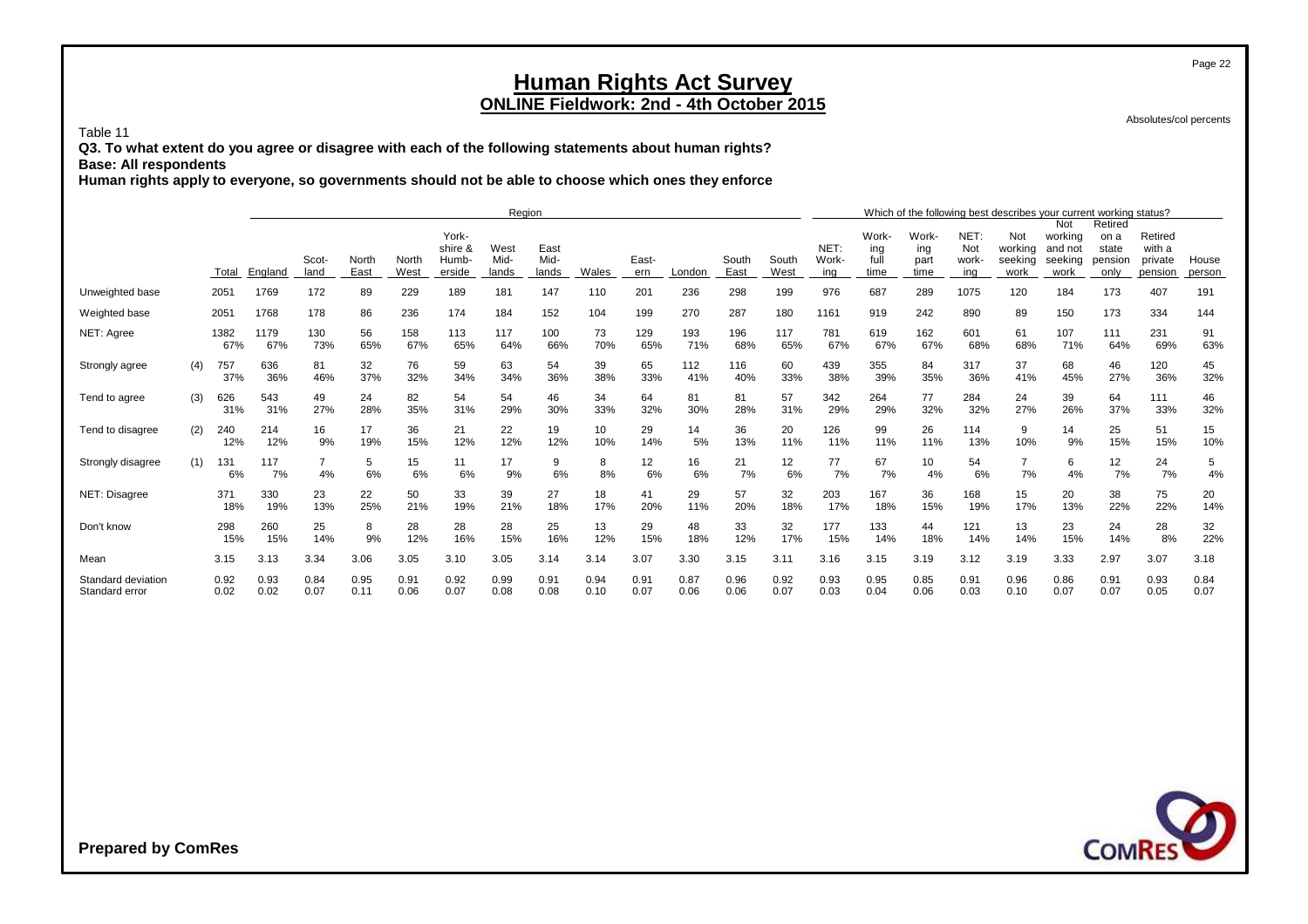# Human Rights Act Survey

## ONLINE Fieldwork: 2nd - 4th October 2015

Absolutes/col percents

Table 11

**Q3. To what extent do you agree or disagree with each of the following statements about human rights?**

**Base: All respondents**

**Human rights apply to everyone, so governments should not be able to choose which ones they enforce**

| | | | Region | | | | | | | | | | | | | Which of the following best describes your current working status? | | | | | | | | |
|---|---|---|---|---|---|---|---|---|---|---|---|---|---|---|---|---|---|---|---|---|---|---|---|---|
| | | Total | England | Scotland | North East | North West | Yorkshire & Humberside | West Midlands | East Midlands | Wales | Eastern | London | South East | South West | NET: Working | Working full time | Working part time | NET: Not working | Not working seeking work | Not working and not seeking work | Retired on a state pension only | Retired with a private pension | House person |
| Unweighted base | | 2051 | 1769 | 172 | 89 | 229 | 189 | 181 | 147 | 110 | 201 | 236 | 298 | 199 | 976 | 687 | 289 | 1075 | 120 | 184 | 173 | 407 | 191 |
| Weighted base | | 2051 | 1768 | 178 | 86 | 236 | 174 | 184 | 152 | 104 | 199 | 270 | 287 | 180 | 1161 | 919 | 242 | 890 | 89 | 150 | 173 | 334 | 144 |
| NET: Agree | | 1382 | 1179 | 130 | 56 | 158 | 113 | 117 | 100 | 73 | 129 | 193 | 196 | 117 | 781 | 619 | 162 | 601 | 61 | 107 | 111 | 231 | 91 |
| | | 67% | 67% | 73% | 65% | 67% | 65% | 64% | 66% | 70% | 65% | 71% | 68% | 65% | 67% | 67% | 67% | 68% | 68% | 71% | 64% | 69% | 63% |
| Strongly agree | (4) | 757 | 636 | 81 | 32 | 76 | 59 | 63 | 54 | 39 | 65 | 112 | 116 | 60 | 439 | 355 | 84 | 317 | 37 | 68 | 46 | 120 | 45 |
| | | 37% | 36% | 46% | 37% | 32% | 34% | 34% | 36% | 38% | 33% | 41% | 40% | 33% | 38% | 39% | 35% | 36% | 41% | 45% | 27% | 36% | 32% |
| Tend to agree | (3) | 626 | 543 | 49 | 24 | 82 | 54 | 54 | 46 | 34 | 64 | 81 | 81 | 57 | 342 | 264 | 77 | 284 | 24 | 39 | 64 | 111 | 46 |
| | | 31% | 31% | 27% | 28% | 35% | 31% | 29% | 30% | 33% | 32% | 30% | 28% | 31% | 29% | 29% | 32% | 32% | 27% | 26% | 37% | 33% | 32% |
| Tend to disagree | (2) | 240 | 214 | 16 | 17 | 36 | 21 | 22 | 19 | 10 | 29 | 14 | 36 | 20 | 126 | 99 | 26 | 114 | 9 | 14 | 25 | 51 | 15 |
| | | 12% | 12% | 9% | 19% | 15% | 12% | 12% | 12% | 10% | 14% | 5% | 13% | 11% | 11% | 11% | 11% | 13% | 10% | 9% | 15% | 15% | 10% |
| Strongly disagree | (1) | 131 | 117 | 7 | 5 | 15 | 11 | 17 | 9 | 8 | 12 | 16 | 21 | 12 | 77 | 67 | 10 | 54 | 7 | 6 | 12 | 24 | 5 |
| | | 6% | 7% | 4% | 6% | 6% | 6% | 9% | 6% | 8% | 6% | 6% | 7% | 6% | 7% | 7% | 4% | 6% | 7% | 4% | 7% | 7% | 4% |
| NET: Disagree | | 371 | 330 | 23 | 22 | 50 | 33 | 39 | 27 | 18 | 41 | 29 | 57 | 32 | 203 | 167 | 36 | 168 | 15 | 20 | 38 | 75 | 20 |
| | | 18% | 19% | 13% | 25% | 21% | 19% | 21% | 18% | 17% | 20% | 11% | 20% | 18% | 17% | 18% | 15% | 19% | 17% | 13% | 22% | 22% | 14% |
| Don't know | | 298 | 260 | 25 | 8 | 28 | 28 | 28 | 25 | 13 | 29 | 48 | 33 | 32 | 177 | 133 | 44 | 121 | 13 | 23 | 24 | 28 | 32 |
| | | 15% | 15% | 14% | 9% | 12% | 16% | 15% | 16% | 12% | 15% | 18% | 12% | 17% | 15% | 14% | 18% | 14% | 14% | 15% | 14% | 8% | 22% |
| Mean | | 3.15 | 3.13 | 3.34 | 3.06 | 3.05 | 3.10 | 3.05 | 3.14 | 3.14 | 3.07 | 3.30 | 3.15 | 3.11 | 3.16 | 3.15 | 3.19 | 3.12 | 3.19 | 3.33 | 2.97 | 3.07 | 3.18 |
| Standard deviation | | 0.92 | 0.93 | 0.84 | 0.95 | 0.91 | 0.92 | 0.99 | 0.91 | 0.94 | 0.91 | 0.87 | 0.96 | 0.92 | 0.93 | 0.95 | 0.85 | 0.91 | 0.96 | 0.86 | 0.91 | 0.93 | 0.84 |
| Standard error | | 0.02 | 0.02 | 0.07 | 0.11 | 0.06 | 0.07 | 0.08 | 0.08 | 0.10 | 0.07 | 0.06 | 0.06 | 0.07 | 0.03 | 0.04 | 0.06 | 0.03 | 0.10 | 0.07 | 0.07 | 0.05 | 0.07 |

**Prepared by ComRes**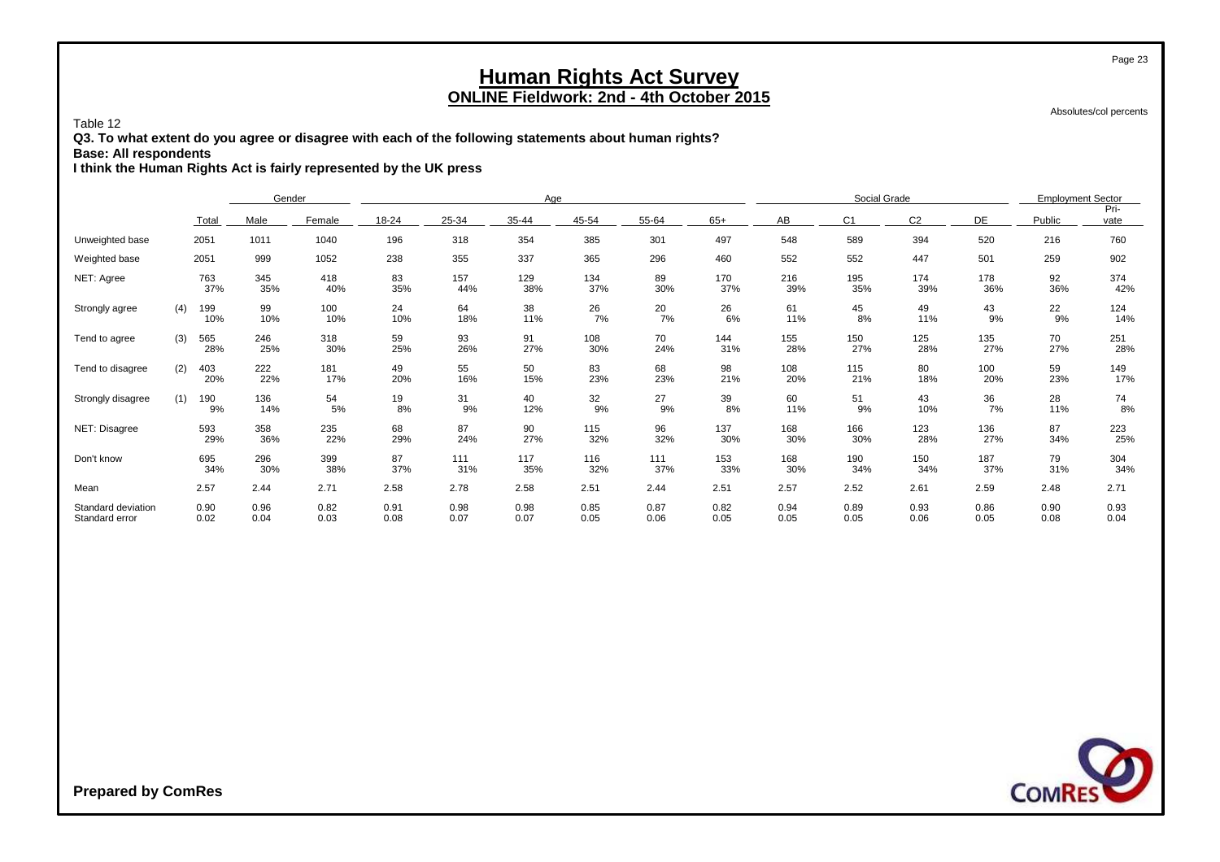# Human Rights Act Survey
## ONLINE Fieldwork: 2nd - 4th October 2015

Absolutes/col percents

Table 12

**Q3. To what extent do you agree or disagree with each of the following statements about human rights?**

**Base: All respondents**

**I think the Human Rights Act is fairly represented by the UK press**

| | | Total | Gender | | Age | | | | | | Social Grade | | | | Employment Sector | |
|---|---|---|---|---|---|---|---|---|---|---|---|---|---|---|---|---|
| | | | Male | Female | 18-24 | 25-34 | 35-44 | 45-54 | 55-64 | 65+ | AB | C1 | C2 | DE | Public | Private |
| Unweighted base | | 2051 | 1011 | 1040 | 196 | 318 | 354 | 385 | 301 | 497 | 548 | 589 | 394 | 520 | 216 | 760 |
| Weighted base | | 2051 | 999 | 1052 | 238 | 355 | 337 | 365 | 296 | 460 | 552 | 552 | 447 | 501 | 259 | 902 |
| NET: Agree | | 763 | 345 | 418 | 83 | 157 | 129 | 134 | 89 | 170 | 216 | 195 | 174 | 178 | 92 | 374 |
| | | 37% | 35% | 40% | 35% | 44% | 38% | 37% | 30% | 37% | 39% | 35% | 39% | 36% | 36% | 42% |
| Strongly agree | (4) | 199 | 99 | 100 | 24 | 64 | 38 | 26 | 20 | 26 | 61 | 45 | 49 | 43 | 22 | 124 |
| | | 10% | 10% | 10% | 10% | 18% | 11% | 7% | 7% | 6% | 11% | 8% | 11% | 9% | 9% | 14% |
| Tend to agree | (3) | 565 | 246 | 318 | 59 | 93 | 91 | 108 | 70 | 144 | 155 | 150 | 125 | 135 | 70 | 251 |
| | | 28% | 25% | 30% | 25% | 26% | 27% | 30% | 24% | 31% | 28% | 27% | 28% | 27% | 27% | 28% |
| Tend to disagree | (2) | 403 | 222 | 181 | 49 | 55 | 50 | 83 | 68 | 98 | 108 | 115 | 80 | 100 | 59 | 149 |
| | | 20% | 22% | 17% | 20% | 16% | 15% | 23% | 23% | 21% | 20% | 21% | 18% | 20% | 23% | 17% |
| Strongly disagree | (1) | 190 | 136 | 54 | 19 | 31 | 40 | 32 | 27 | 39 | 60 | 51 | 43 | 36 | 28 | 74 |
| | | 9% | 14% | 5% | 8% | 9% | 12% | 9% | 9% | 8% | 11% | 9% | 10% | 7% | 11% | 8% |
| NET: Disagree | | 593 | 358 | 235 | 68 | 87 | 90 | 115 | 96 | 137 | 168 | 166 | 123 | 136 | 87 | 223 |
| | | 29% | 36% | 22% | 29% | 24% | 27% | 32% | 32% | 30% | 30% | 30% | 28% | 27% | 34% | 25% |
| Don't know | | 695 | 296 | 399 | 87 | 111 | 117 | 116 | 111 | 153 | 168 | 190 | 150 | 187 | 79 | 304 |
| | | 34% | 30% | 38% | 37% | 31% | 35% | 32% | 37% | 33% | 30% | 34% | 34% | 37% | 31% | 34% |
| Mean | | 2.57 | 2.44 | 2.71 | 2.58 | 2.78 | 2.58 | 2.51 | 2.44 | 2.51 | 2.57 | 2.52 | 2.61 | 2.59 | 2.48 | 2.71 |
| Standard deviation | | 0.90 | 0.96 | 0.82 | 0.91 | 0.98 | 0.98 | 0.85 | 0.87 | 0.82 | 0.94 | 0.89 | 0.93 | 0.86 | 0.90 | 0.93 |
| Standard error | | 0.02 | 0.04 | 0.03 | 0.08 | 0.07 | 0.07 | 0.05 | 0.06 | 0.05 | 0.05 | 0.05 | 0.06 | 0.05 | 0.08 | 0.04 |

**Prepared by ComRes**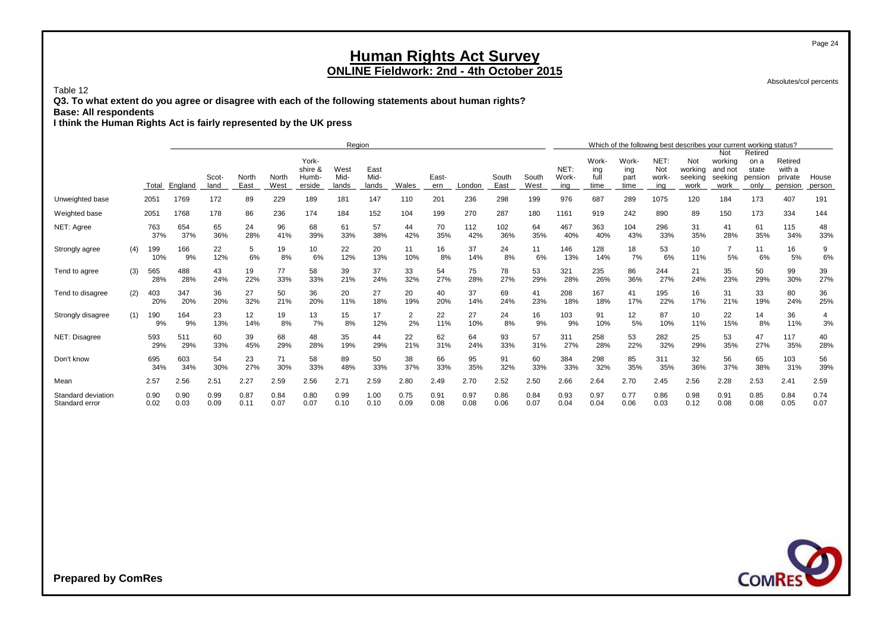# Human Rights Act Survey

## ONLINE Fieldwork: 2nd - 4th October 2015

Absolutes/col percents

Table 12

**Q3. To what extent do you agree or disagree with each of the following statements about human rights?**

**Base: All respondents**

**I think the Human Rights Act is fairly represented by the UK press**

| | | | Region | | | | | | | | | | | | | Which of the following best describes your current working status? | | | | | | | | |
|---|---|---|---|---|---|---|---|---|---|---|---|---|---|---|---|---|---|---|---|---|---|---|---|---|
| | | Total | England | Scotland | North East | North West | Yorkshire & Humberside | West Midlands | East Midlands | Wales | Eastern | London | South East | South West | NET: Working | Working full time | Working part time | NET: Not working | Not working seeking work | Not working and not seeking work | Retired on a state pension only | Retired with a private pension | House person |
| Unweighted base | | 2051 | 1769 | 172 | 89 | 229 | 189 | 181 | 147 | 110 | 201 | 236 | 298 | 199 | 976 | 687 | 289 | 1075 | 120 | 184 | 173 | 407 | 191 |
| Weighted base | | 2051 | 1768 | 178 | 86 | 236 | 174 | 184 | 152 | 104 | 199 | 270 | 287 | 180 | 1161 | 919 | 242 | 890 | 89 | 150 | 173 | 334 | 144 |
| NET: Agree | | 763 | 654 | 65 | 24 | 96 | 68 | 61 | 57 | 44 | 70 | 112 | 102 | 64 | 467 | 363 | 104 | 296 | 31 | 41 | 61 | 115 | 48 |
| | | 37% | 37% | 36% | 28% | 41% | 39% | 33% | 38% | 42% | 35% | 42% | 36% | 35% | 40% | 40% | 43% | 33% | 35% | 28% | 35% | 34% | 33% |
| Strongly agree | (4) | 199 | 166 | 22 | 5 | 19 | 10 | 22 | 20 | 11 | 16 | 37 | 24 | 11 | 146 | 128 | 18 | 53 | 10 | 7 | 11 | 16 | 9 |
| | | 10% | 9% | 12% | 6% | 8% | 6% | 12% | 13% | 10% | 8% | 14% | 8% | 6% | 13% | 14% | 7% | 6% | 11% | 5% | 6% | 5% | 6% |
| Tend to agree | (3) | 565 | 488 | 43 | 19 | 77 | 58 | 39 | 37 | 33 | 54 | 75 | 78 | 53 | 321 | 235 | 86 | 244 | 21 | 35 | 50 | 99 | 39 |
| | | 28% | 28% | 24% | 22% | 33% | 33% | 21% | 24% | 32% | 27% | 28% | 27% | 29% | 28% | 26% | 36% | 27% | 24% | 23% | 29% | 30% | 27% |
| Tend to disagree | (2) | 403 | 347 | 36 | 27 | 50 | 36 | 20 | 27 | 20 | 40 | 37 | 69 | 41 | 208 | 167 | 41 | 195 | 16 | 31 | 33 | 80 | 36 |
| | | 20% | 20% | 20% | 32% | 21% | 20% | 11% | 18% | 19% | 20% | 14% | 24% | 23% | 18% | 18% | 17% | 22% | 17% | 21% | 19% | 24% | 25% |
| Strongly disagree | (1) | 190 | 164 | 23 | 12 | 19 | 13 | 15 | 17 | 2 | 22 | 27 | 24 | 16 | 103 | 91 | 12 | 87 | 10 | 22 | 14 | 36 | 4 |
| | | 9% | 9% | 13% | 14% | 8% | 7% | 8% | 12% | 2% | 11% | 10% | 8% | 9% | 9% | 10% | 5% | 10% | 11% | 15% | 8% | 11% | 3% |
| NET: Disagree | | 593 | 511 | 60 | 39 | 68 | 48 | 35 | 44 | 22 | 62 | 64 | 93 | 57 | 311 | 258 | 53 | 282 | 25 | 53 | 47 | 117 | 40 |
| | | 29% | 29% | 33% | 45% | 29% | 28% | 19% | 29% | 21% | 31% | 24% | 33% | 31% | 27% | 28% | 22% | 32% | 29% | 35% | 27% | 35% | 28% |
| Don't know | | 695 | 603 | 54 | 23 | 71 | 58 | 89 | 50 | 38 | 66 | 95 | 91 | 60 | 384 | 298 | 85 | 311 | 32 | 56 | 65 | 103 | 56 |
| | | 34% | 34% | 30% | 27% | 30% | 33% | 48% | 33% | 37% | 33% | 35% | 32% | 33% | 33% | 32% | 35% | 35% | 36% | 37% | 38% | 31% | 39% |
| Mean | | 2.57 | 2.56 | 2.51 | 2.27 | 2.59 | 2.56 | 2.71 | 2.59 | 2.80 | 2.49 | 2.70 | 2.52 | 2.50 | 2.66 | 2.64 | 2.70 | 2.45 | 2.56 | 2.28 | 2.53 | 2.41 | 2.59 |
| Standard deviation | | 0.90 | 0.90 | 0.99 | 0.87 | 0.84 | 0.80 | 0.99 | 1.00 | 0.75 | 0.91 | 0.97 | 0.86 | 0.84 | 0.93 | 0.97 | 0.77 | 0.86 | 0.98 | 0.91 | 0.85 | 0.84 | 0.74 |
| Standard error | | 0.02 | 0.03 | 0.09 | 0.11 | 0.07 | 0.07 | 0.10 | 0.10 | 0.09 | 0.08 | 0.08 | 0.06 | 0.07 | 0.04 | 0.04 | 0.06 | 0.03 | 0.12 | 0.08 | 0.08 | 0.05 | 0.07 |

**Prepared by ComRes**